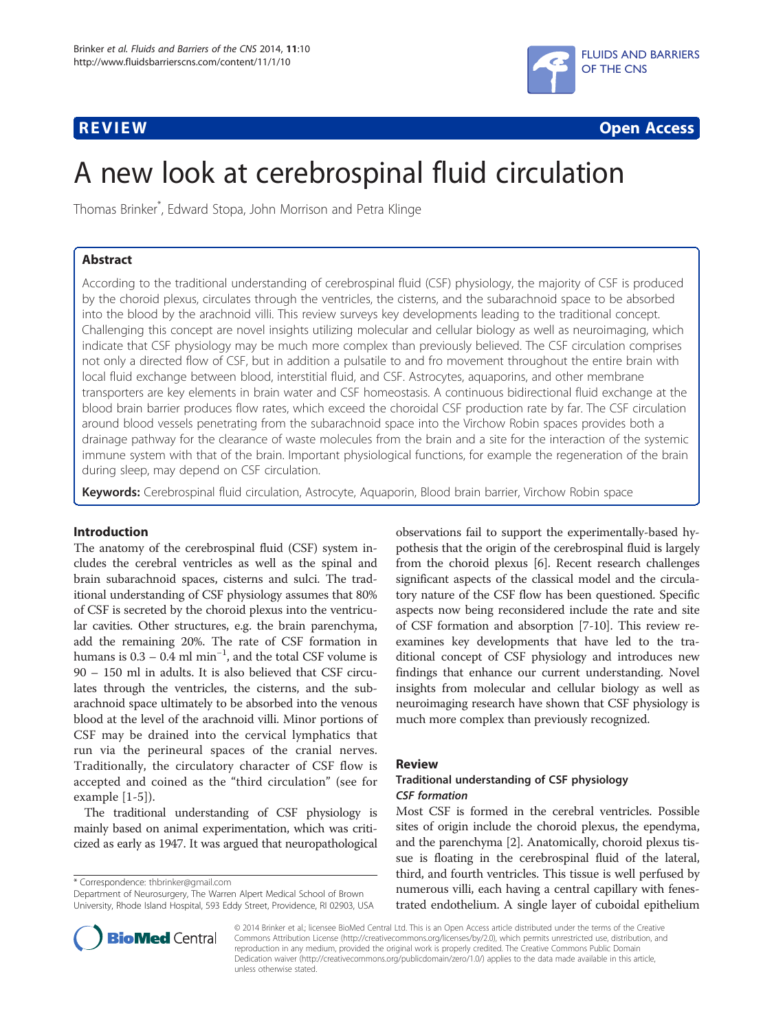REVIEW Open Access

# A new look at cerebrospinal fluid circulation

Thomas Brinker*, Edward Stopa, John Morrison and Petra Klinge

## Abstract

According to the traditional understanding of cerebrospinal fluid (CSF) physiology, the majority of CSF is produced by the choroid plexus, circulates through the ventricles, the cisterns, and the subarachnoid space to be absorbed into the blood by the arachnoid villi. This review surveys key developments leading to the traditional concept. Challenging this concept are novel insights utilizing molecular and cellular biology as well as neuroimaging, which indicate that CSF physiology may be much more complex than previously believed. The CSF circulation comprises not only a directed flow of CSF, but in addition a pulsatile to and fro movement throughout the entire brain with local fluid exchange between blood, interstitial fluid, and CSF. Astrocytes, aquaporins, and other membrane transporters are key elements in brain water and CSF homeostasis. A continuous bidirectional fluid exchange at the blood brain barrier produces flow rates, which exceed the choroidal CSF production rate by far. The CSF circulation around blood vessels penetrating from the subarachnoid space into the Virchow Robin spaces provides both a drainage pathway for the clearance of waste molecules from the brain and a site for the interaction of the systemic immune system with that of the brain. Important physiological functions, for example the regeneration of the brain during sleep, may depend on CSF circulation.

**Keywords:** Cerebrospinal fluid circulation, Astrocyte, Aquaporin, Blood brain barrier, Virchow Robin space

## Introduction

The anatomy of the cerebrospinal fluid (CSF) system includes the cerebral ventricles as well as the spinal and brain subarachnoid spaces, cisterns and sulci. The traditional understanding of CSF physiology assumes that 80% of CSF is secreted by the choroid plexus into the ventricular cavities. Other structures, e.g. the brain parenchyma, add the remaining 20%. The rate of CSF formation in humans is 0.3 – 0.4 ml $min^{-1}$, and the total CSF volume is 90 – 150 ml in adults. It is also believed that CSF circulates through the ventricles, the cisterns, and the subarachnoid space ultimately to be absorbed into the venous blood at the level of the arachnoid villi. Minor portions of CSF may be drained into the cervical lymphatics that run via the perineural spaces of the cranial nerves. Traditionally, the circulatory character of CSF flow is accepted and coined as the "third circulation" (see for example [1-5]).

The traditional understanding of CSF physiology is mainly based on animal experimentation, which was criticized as early as 1947. It was argued that neuropathological observations fail to support the experimentally-based hypothesis that the origin of the cerebrospinal fluid is largely from the choroid plexus [6]. Recent research challenges significant aspects of the classical model and the circulatory nature of the CSF flow has been questioned. Specific aspects now being reconsidered include the rate and site of CSF formation and absorption [7-10]. This review reexamines key developments that have led to the traditional concept of CSF physiology and introduces new findings that enhance our current understanding. Novel insights from molecular and cellular biology as well as neuroimaging research have shown that CSF physiology is much more complex than previously recognized.

## Review

### Traditional understanding of CSF physiology

#### *CSF formation*

Most CSF is formed in the cerebral ventricles. Possible sites of origin include the choroid plexus, the ependyma, and the parenchyma [2]. Anatomically, choroid plexus tissue is floating in the cerebrospinal fluid of the lateral, third, and fourth ventricles. This tissue is well perfused by numerous villi, each having a central capillary with fenestrated endothelium. A single layer of cuboidal epithelium

* Correspondence: thbrinker@gmail.com
Department of Neurosurgery, The Warren Alpert Medical School of Brown University, Rhode Island Hospital, 593 Eddy Street, Providence, RI 02903, USA

© 2014 Brinker et al.; licensee BioMed Central Ltd. This is an Open Access article distributed under the terms of the Creative Commons Attribution License (http://creativecommons.org/licenses/by/2.0), which permits unrestricted use, distribution, and reproduction in any medium, provided the original work is properly credited. The Creative Commons Public Domain Dedication waiver (http://creativecommons.org/publicdomain/zero/1.0/) applies to the data made available in this article, unless otherwise stated.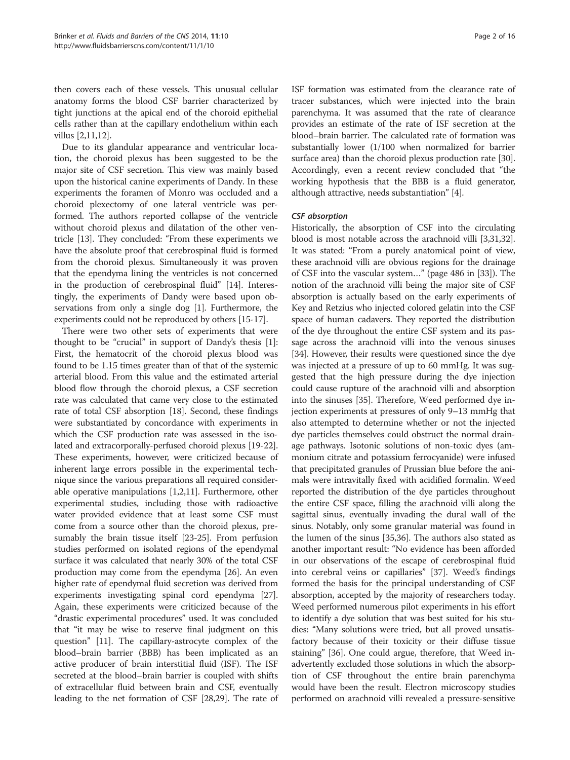then covers each of these vessels. This unusual cellular anatomy forms the blood CSF barrier characterized by tight junctions at the apical end of the choroid epithelial cells rather than at the capillary endothelium within each villus [2,11,12].

Due to its glandular appearance and ventricular location, the choroid plexus has been suggested to be the major site of CSF secretion. This view was mainly based upon the historical canine experiments of Dandy. In these experiments the foramen of Monro was occluded and a choroid plexectomy of one lateral ventricle was performed. The authors reported collapse of the ventricle without choroid plexus and dilatation of the other ventricle [13]. They concluded: "From these experiments we have the absolute proof that cerebrospinal fluid is formed from the choroid plexus. Simultaneously it was proven that the ependyma lining the ventricles is not concerned in the production of cerebrospinal fluid" [14]. Interestingly, the experiments of Dandy were based upon observations from only a single dog [1]. Furthermore, the experiments could not be reproduced by others [15-17].

There were two other sets of experiments that were thought to be "crucial" in support of Dandy's thesis [1]: First, the hematocrit of the choroid plexus blood was found to be 1.15 times greater than of that of the systemic arterial blood. From this value and the estimated arterial blood flow through the choroid plexus, a CSF secretion rate was calculated that came very close to the estimated rate of total CSF absorption [18]. Second, these findings were substantiated by concordance with experiments in which the CSF production rate was assessed in the isolated and extracorporally-perfused choroid plexus [19-22]. These experiments, however, were criticized because of inherent large errors possible in the experimental technique since the various preparations all required considerable operative manipulations [1,2,11]. Furthermore, other experimental studies, including those with radioactive water provided evidence that at least some CSF must come from a source other than the choroid plexus, presumably the brain tissue itself [23-25]. From perfusion studies performed on isolated regions of the ependymal surface it was calculated that nearly 30% of the total CSF production may come from the ependyma [26]. An even higher rate of ependymal fluid secretion was derived from experiments investigating spinal cord ependyma [27]. Again, these experiments were criticized because of the "drastic experimental procedures" used. It was concluded that "it may be wise to reserve final judgment on this question" [11]. The capillary-astrocyte complex of the blood–brain barrier (BBB) has been implicated as an active producer of brain interstitial fluid (ISF). The ISF secreted at the blood–brain barrier is coupled with shifts of extracellular fluid between brain and CSF, eventually leading to the net formation of CSF [28,29]. The rate of ISF formation was estimated from the clearance rate of tracer substances, which were injected into the brain parenchyma. It was assumed that the rate of clearance provides an estimate of the rate of ISF secretion at the blood–brain barrier. The calculated rate of formation was substantially lower (1/100 when normalized for barrier surface area) than the choroid plexus production rate [30]. Accordingly, even a recent review concluded that "the working hypothesis that the BBB is a fluid generator, although attractive, needs substantiation" [4].

### *CSF absorption*

Historically, the absorption of CSF into the circulating blood is most notable across the arachnoid villi [3,31,32]. It was stated: "From a purely anatomical point of view, these arachnoid villi are obvious regions for the drainage of CSF into the vascular system…" (page 486 in [33]). The notion of the arachnoid villi being the major site of CSF absorption is actually based on the early experiments of Key and Retzius who injected colored gelatin into the CSF space of human cadavers. They reported the distribution of the dye throughout the entire CSF system and its passage across the arachnoid villi into the venous sinuses [34]. However, their results were questioned since the dye was injected at a pressure of up to 60 mmHg. It was suggested that the high pressure during the dye injection could cause rupture of the arachnoid villi and absorption into the sinuses [35]. Therefore, Weed performed dye injection experiments at pressures of only 9–13 mmHg that also attempted to determine whether or not the injected dye particles themselves could obstruct the normal drainage pathways. Isotonic solutions of non-toxic dyes (ammonium citrate and potassium ferrocyanide) were infused that precipitated granules of Prussian blue before the animals were intravitally fixed with acidified formalin. Weed reported the distribution of the dye particles throughout the entire CSF space, filling the arachnoid villi along the sagittal sinus, eventually invading the dural wall of the sinus. Notably, only some granular material was found in the lumen of the sinus [35,36]. The authors also stated as another important result: "No evidence has been afforded in our observations of the escape of cerebrospinal fluid into cerebral veins or capillaries" [37]. Weed's findings formed the basis for the principal understanding of CSF absorption, accepted by the majority of researchers today. Weed performed numerous pilot experiments in his effort to identify a dye solution that was best suited for his studies: "Many solutions were tried, but all proved unsatisfactory because of their toxicity or their diffuse tissue staining" [36]. One could argue, therefore, that Weed inadvertently excluded those solutions in which the absorption of CSF throughout the entire brain parenchyma would have been the result. Electron microscopy studies performed on arachnoid villi revealed a pressure-sensitive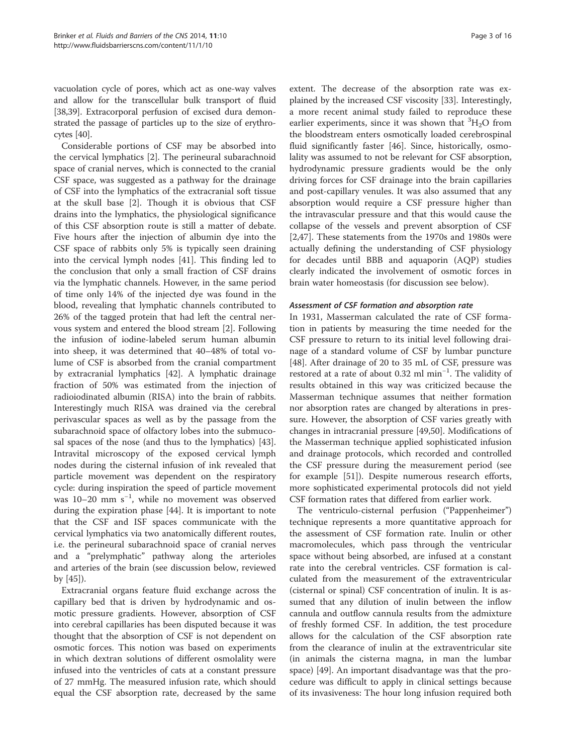vacuolation cycle of pores, which act as one-way valves and allow for the transcellular bulk transport of fluid [38,39]. Extracorporal perfusion of excised dura demonstrated the passage of particles up to the size of erythrocytes [40].

Considerable portions of CSF may be absorbed into the cervical lymphatics [2]. The perineural subarachnoid space of cranial nerves, which is connected to the cranial CSF space, was suggested as a pathway for the drainage of CSF into the lymphatics of the extracranial soft tissue at the skull base [2]. Though it is obvious that CSF drains into the lymphatics, the physiological significance of this CSF absorption route is still a matter of debate. Five hours after the injection of albumin dye into the CSF space of rabbits only 5% is typically seen draining into the cervical lymph nodes [41]. This finding led to the conclusion that only a small fraction of CSF drains via the lymphatic channels. However, in the same period of time only 14% of the injected dye was found in the blood, revealing that lymphatic channels contributed to 26% of the tagged protein that had left the central nervous system and entered the blood stream [2]. Following the infusion of iodine-labeled serum human albumin into sheep, it was determined that 40–48% of total volume of CSF is absorbed from the cranial compartment by extracranial lymphatics [42]. A lymphatic drainage fraction of 50% was estimated from the injection of radioiodinated albumin (RISA) into the brain of rabbits. Interestingly much RISA was drained via the cerebral perivascular spaces as well as by the passage from the subarachnoid space of olfactory lobes into the submucosal spaces of the nose (and thus to the lymphatics) [43]. Intravital microscopy of the exposed cervical lymph nodes during the cisternal infusion of ink revealed that particle movement was dependent on the respiratory cycle: during inspiration the speed of particle movement was 10–20 mm $s^{-1}$, while no movement was observed during the expiration phase [44]. It is important to note that the CSF and ISF spaces communicate with the cervical lymphatics via two anatomically different routes, i.e. the perineural subarachnoid space of cranial nerves and a "prelymphatic" pathway along the arterioles and arteries of the brain (see discussion below, reviewed by [45]).

Extracranial organs feature fluid exchange across the capillary bed that is driven by hydrodynamic and osmotic pressure gradients. However, absorption of CSF into cerebral capillaries has been disputed because it was thought that the absorption of CSF is not dependent on osmotic forces. This notion was based on experiments in which dextran solutions of different osmolality were infused into the ventricles of cats at a constant pressure of 27 mmHg. The measured infusion rate, which should equal the CSF absorption rate, decreased by the same extent. The decrease of the absorption rate was explained by the increased CSF viscosity [33]. Interestingly, a more recent animal study failed to reproduce these earlier experiments, since it was shown that $^3H_2O$ from the bloodstream enters osmotically loaded cerebrospinal fluid significantly faster [46]. Since, historically, osmolality was assumed to not be relevant for CSF absorption, hydrodynamic pressure gradients would be the only driving forces for CSF drainage into the brain capillaries and post-capillary venules. It was also assumed that any absorption would require a CSF pressure higher than the intravascular pressure and that this would cause the collapse of the vessels and prevent absorption of CSF [2,47]. These statements from the 1970s and 1980s were actually defining the understanding of CSF physiology for decades until BBB and aquaporin (AQP) studies clearly indicated the involvement of osmotic forces in brain water homeostasis (for discussion see below).

### *Assessment of CSF formation and absorption rate*

In 1931, Masserman calculated the rate of CSF formation in patients by measuring the time needed for the CSF pressure to return to its initial level following drainage of a standard volume of CSF by lumbar puncture [48]. After drainage of 20 to 35 mL of CSF, pressure was restored at a rate of about 0.32 ml $min^{-1}$. The validity of results obtained in this way was criticized because the Masserman technique assumes that neither formation nor absorption rates are changed by alterations in pressure. However, the absorption of CSF varies greatly with changes in intracranial pressure [49,50]. Modifications of the Masserman technique applied sophisticated infusion and drainage protocols, which recorded and controlled the CSF pressure during the measurement period (see for example [51]). Despite numerous research efforts, more sophisticated experimental protocols did not yield CSF formation rates that differed from earlier work.

The ventriculo-cisternal perfusion ("Pappenheimer") technique represents a more quantitative approach for the assessment of CSF formation rate. Inulin or other macromolecules, which pass through the ventricular space without being absorbed, are infused at a constant rate into the cerebral ventricles. CSF formation is calculated from the measurement of the extraventricular (cisternal or spinal) CSF concentration of inulin. It is assumed that any dilution of inulin between the inflow cannula and outflow cannula results from the admixture of freshly formed CSF. In addition, the test procedure allows for the calculation of the CSF absorption rate from the clearance of inulin at the extraventricular site (in animals the cisterna magna, in man the lumbar space) [49]. An important disadvantage was that the procedure was difficult to apply in clinical settings because of its invasiveness: The hour long infusion required both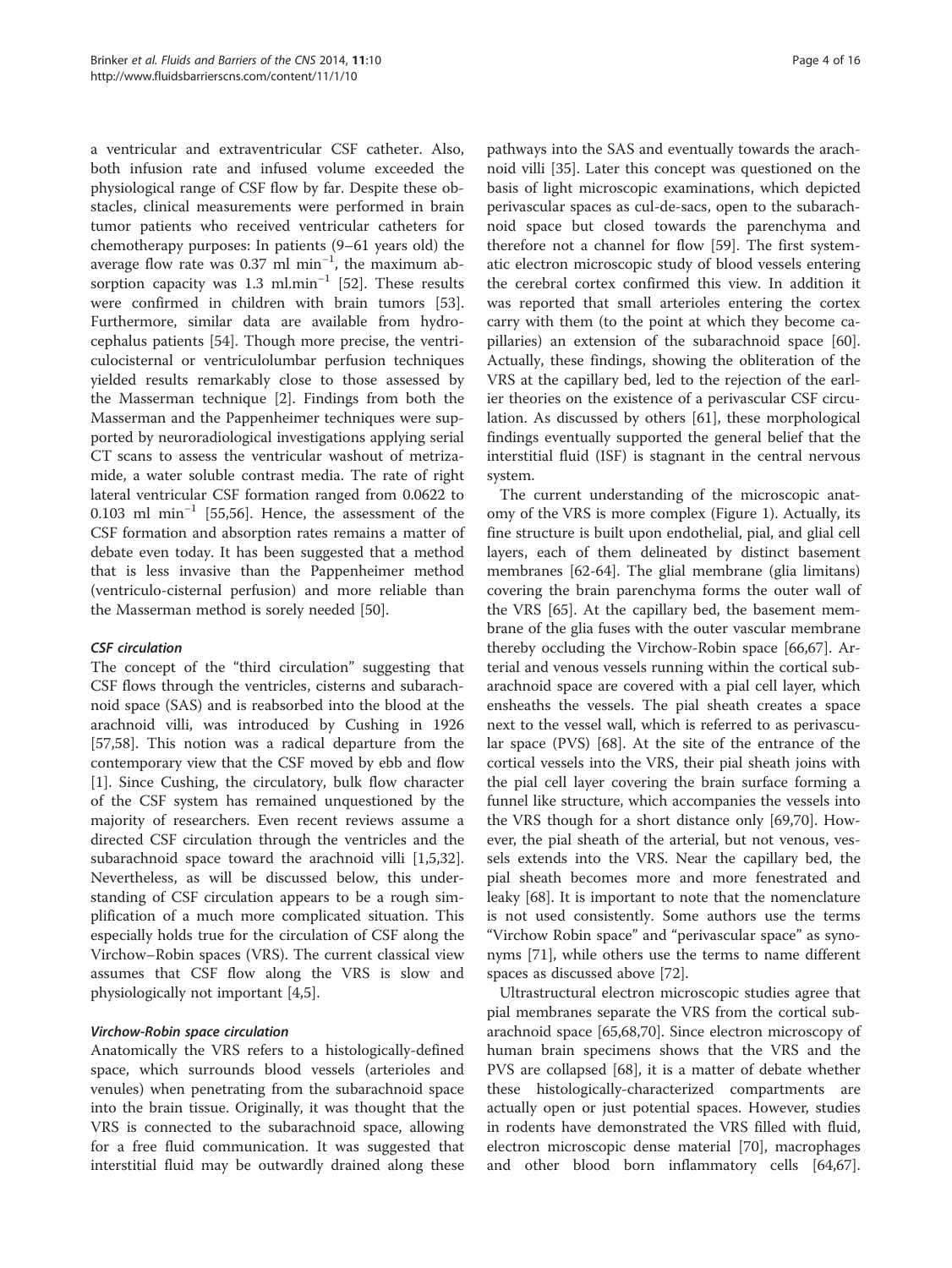a ventricular and extraventricular CSF catheter. Also, both infusion rate and infused volume exceeded the physiological range of CSF flow by far. Despite these obstacles, clinical measurements were performed in brain tumor patients who received ventricular catheters for chemotherapy purposes: In patients (9–61 years old) the average flow rate was 0.37 ml $min^{-1}$, the maximum absorption capacity was 1.3 ml.$min^{-1}$ [52]. These results were confirmed in children with brain tumors [53]. Furthermore, similar data are available from hydrocephalus patients [54]. Though more precise, the ventriculocisternal or ventriculolumbar perfusion techniques yielded results remarkably close to those assessed by the Masserman technique [2]. Findings from both the Masserman and the Pappenheimer techniques were supported by neuroradiological investigations applying serial CT scans to assess the ventricular washout of metrizamide, a water soluble contrast media. The rate of right lateral ventricular CSF formation ranged from 0.0622 to 0.103 ml $min^{-1}$ [55,56]. Hence, the assessment of the CSF formation and absorption rates remains a matter of debate even today. It has been suggested that a method that is less invasive than the Pappenheimer method (ventriculo-cisternal perfusion) and more reliable than the Masserman method is sorely needed [50].

### *CSF circulation*

The concept of the "third circulation" suggesting that CSF flows through the ventricles, cisterns and subarachnoid space (SAS) and is reabsorbed into the blood at the arachnoid villi, was introduced by Cushing in 1926 [57,58]. This notion was a radical departure from the contemporary view that the CSF moved by ebb and flow [1]. Since Cushing, the circulatory, bulk flow character of the CSF system has remained unquestioned by the majority of researchers. Even recent reviews assume a directed CSF circulation through the ventricles and the subarachnoid space toward the arachnoid villi [1,5,32]. Nevertheless, as will be discussed below, this understanding of CSF circulation appears to be a rough simplification of a much more complicated situation. This especially holds true for the circulation of CSF along the Virchow–Robin spaces (VRS). The current classical view assumes that CSF flow along the VRS is slow and physiologically not important [4,5].

#### *Virchow-Robin space circulation*

Anatomically the VRS refers to a histologically-defined space, which surrounds blood vessels (arterioles and venules) when penetrating from the subarachnoid space into the brain tissue. Originally, it was thought that the VRS is connected to the subarachnoid space, allowing for a free fluid communication. It was suggested that interstitial fluid may be outwardly drained along these pathways into the SAS and eventually towards the arachnoid villi [35]. Later this concept was questioned on the basis of light microscopic examinations, which depicted perivascular spaces as cul-de-sacs, open to the subarachnoid space but closed towards the parenchyma and therefore not a channel for flow [59]. The first systematic electron microscopic study of blood vessels entering the cerebral cortex confirmed this view. In addition it was reported that small arterioles entering the cortex carry with them (to the point at which they become capillaries) an extension of the subarachnoid space [60]. Actually, these findings, showing the obliteration of the VRS at the capillary bed, led to the rejection of the earlier theories on the existence of a perivascular CSF circulation. As discussed by others [61], these morphological findings eventually supported the general belief that the interstitial fluid (ISF) is stagnant in the central nervous system.

The current understanding of the microscopic anatomy of the VRS is more complex (Figure 1). Actually, its fine structure is built upon endothelial, pial, and glial cell layers, each of them delineated by distinct basement membranes [62-64]. The glial membrane (glia limitans) covering the brain parenchyma forms the outer wall of the VRS [65]. At the capillary bed, the basement membrane of the glia fuses with the outer vascular membrane thereby occluding the Virchow-Robin space [66,67]. Arterial and venous vessels running within the cortical subarachnoid space are covered with a pial cell layer, which ensheaths the vessels. The pial sheath creates a space next to the vessel wall, which is referred to as perivascular space (PVS) [68]. At the site of the entrance of the cortical vessels into the VRS, their pial sheath joins with the pial cell layer covering the brain surface forming a funnel like structure, which accompanies the vessels into the VRS though for a short distance only [69,70]. However, the pial sheath of the arterial, but not venous, vessels extends into the VRS. Near the capillary bed, the pial sheath becomes more and more fenestrated and leaky [68]. It is important to note that the nomenclature is not used consistently. Some authors use the terms "Virchow Robin space" and "perivascular space" as synonyms [71], while others use the terms to name different spaces as discussed above [72].

Ultrastructural electron microscopic studies agree that pial membranes separate the VRS from the cortical subarachnoid space [65,68,70]. Since electron microscopy of human brain specimens shows that the VRS and the PVS are collapsed [68], it is a matter of debate whether these histologically-characterized compartments are actually open or just potential spaces. However, studies in rodents have demonstrated the VRS filled with fluid, electron microscopic dense material [70], macrophages and other blood born inflammatory cells [64,67].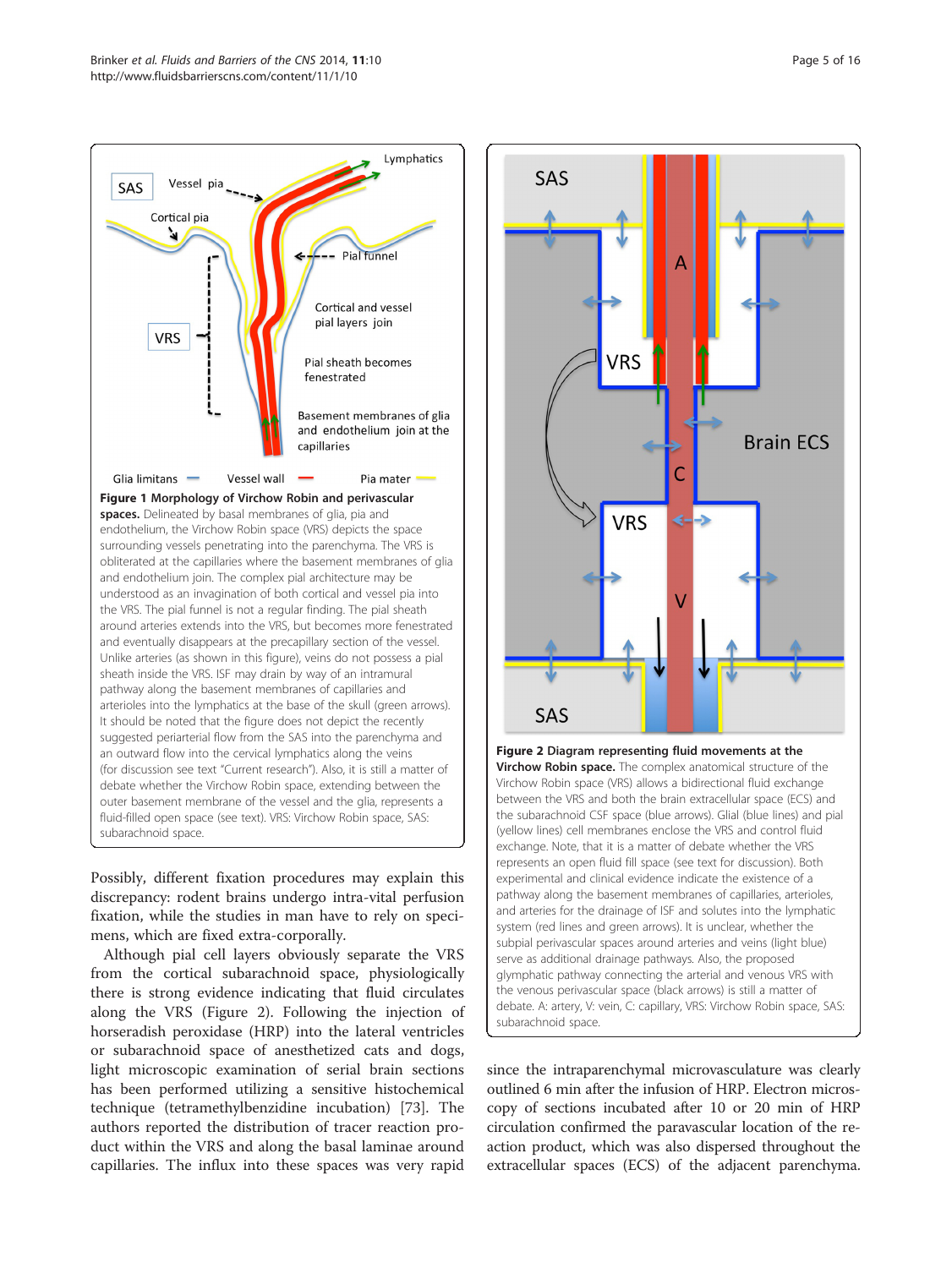**Figure 1 Morphology of Virchow Robin and perivascular spaces.** Delineated by basal membranes of glia, pia and endothelium, the Virchow Robin space (VRS) depicts the space surrounding vessels penetrating into the parenchyma. The VRS is obliterated at the capillaries where the basement membranes of glia and endothelium join. The complex pial architecture may be understood as an invagination of both cortical and vessel pia into the VRS. The pial funnel is not a regular finding. The pial sheath around arteries extends into the VRS, but becomes more fenestrated and eventually disappears at the precapillary section of the vessel. Unlike arteries (as shown in this figure), veins do not possess a pial sheath inside the VRS. ISF may drain by way of an intramural pathway along the basement membranes of capillaries and arterioles into the lymphatics at the base of the skull (green arrows). It should be noted that the figure does not depict the recently suggested periarterial flow from the SAS into the parenchyma and an outward flow into the cervical lymphatics along the veins (for discussion see text "Current research"). Also, it is still a matter of debate whether the Virchow Robin space, extending between the outer basement membrane of the vessel and the glia, represents a fluid-filled open space (see text). VRS: Virchow Robin space, SAS: subarachnoid space.

**Figure 2 Diagram representing fluid movements at the Virchow Robin space.** The complex anatomical structure of the Virchow Robin space (VRS) allows a bidirectional fluid exchange between the VRS and both the brain extracellular space (ECS) and the subarachnoid CSF space (blue arrows). Glial (blue lines) and pial (yellow lines) cell membranes enclose the VRS and control fluid exchange. Note, that it is a matter of debate whether the VRS represents an open fluid fill space (see text for discussion). Both experimental and clinical evidence indicate the existence of a pathway along the basement membranes of capillaries, arterioles, and arteries for the drainage of ISF and solutes into the lymphatic system (red lines and green arrows). It is unclear, whether the subpial perivascular spaces around arteries and veins (light blue) serve as additional drainage pathways. Also, the proposed glymphatic pathway connecting the arterial and venous VRS with the venous perivascular space (black arrows) is still a matter of debate. A: artery, V: vein, C: capillary, VRS: Virchow Robin space, SAS: subarachnoid space.

Possibly, different fixation procedures may explain this discrepancy: rodent brains undergo intra-vital perfusion fixation, while the studies in man have to rely on specimens, which are fixed extra-corporally.

Although pial cell layers obviously separate the VRS from the cortical subarachnoid space, physiologically there is strong evidence indicating that fluid circulates along the VRS (Figure 2). Following the injection of horseradish peroxidase (HRP) into the lateral ventricles or subarachnoid space of anesthetized cats and dogs, light microscopic examination of serial brain sections has been performed utilizing a sensitive histochemical technique (tetramethylbenzidine incubation) [73]. The authors reported the distribution of tracer reaction product within the VRS and along the basal laminae around capillaries. The influx into these spaces was very rapid since the intraparenchymal microvasculature was clearly outlined 6 min after the infusion of HRP. Electron microscopy of sections incubated after 10 or 20 min of HRP circulation confirmed the paravascular location of the reaction product, which was also dispersed throughout the extracellular spaces (ECS) of the adjacent parenchyma.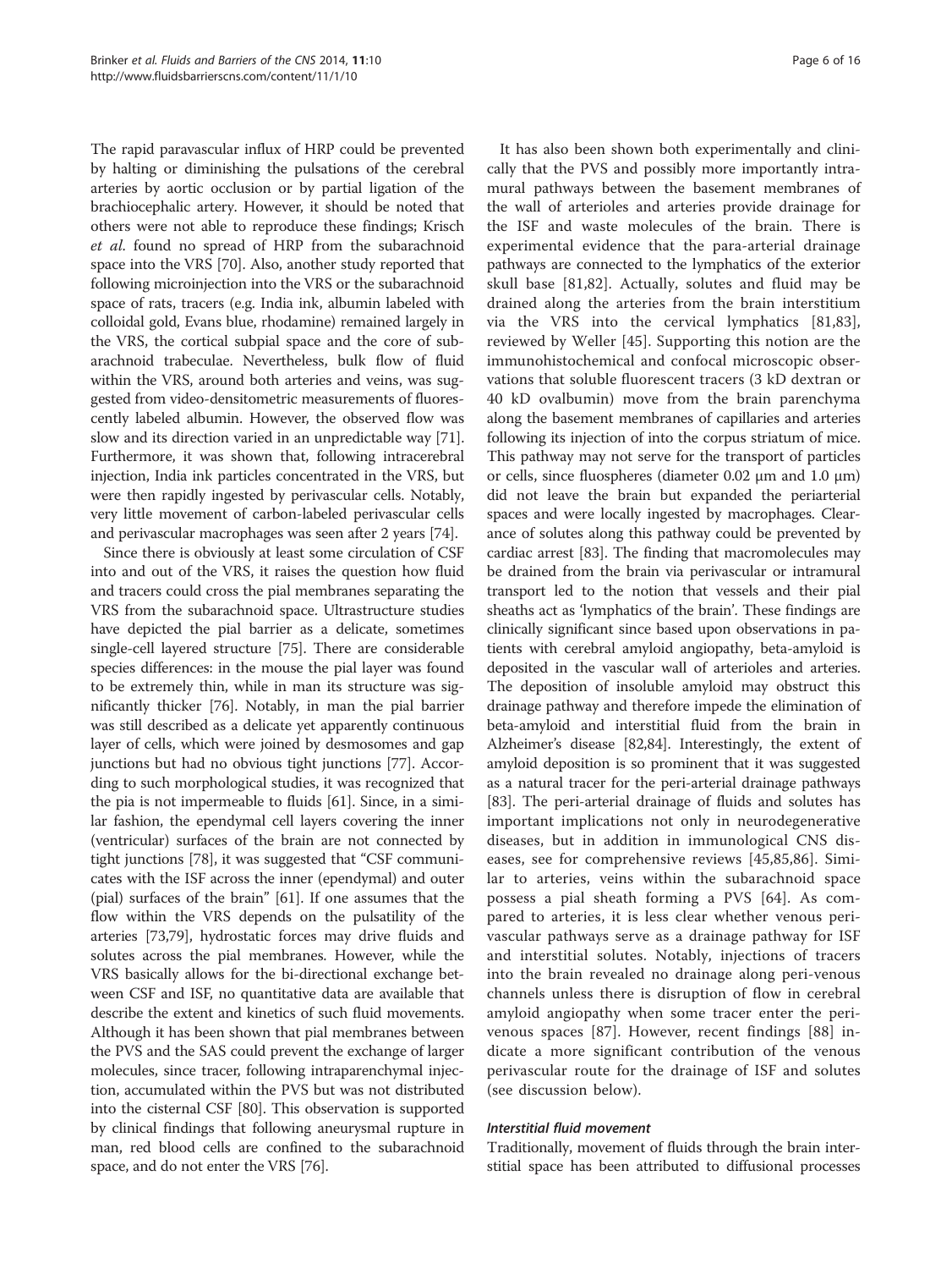The rapid paravascular influx of HRP could be prevented by halting or diminishing the pulsations of the cerebral arteries by aortic occlusion or by partial ligation of the brachiocephalic artery. However, it should be noted that others were not able to reproduce these findings; Krisch *et al.* found no spread of HRP from the subarachnoid space into the VRS [70]. Also, another study reported that following microinjection into the VRS or the subarachnoid space of rats, tracers (e.g. India ink, albumin labeled with colloidal gold, Evans blue, rhodamine) remained largely in the VRS, the cortical subpial space and the core of subarachnoid trabeculae. Nevertheless, bulk flow of fluid within the VRS, around both arteries and veins, was suggested from video-densitometric measurements of fluorescently labeled albumin. However, the observed flow was slow and its direction varied in an unpredictable way [71]. Furthermore, it was shown that, following intracerebral injection, India ink particles concentrated in the VRS, but were then rapidly ingested by perivascular cells. Notably, very little movement of carbon-labeled perivascular cells and perivascular macrophages was seen after 2 years [74].

Since there is obviously at least some circulation of CSF into and out of the VRS, it raises the question how fluid and tracers could cross the pial membranes separating the VRS from the subarachnoid space. Ultrastructure studies have depicted the pial barrier as a delicate, sometimes single-cell layered structure [75]. There are considerable species differences: in the mouse the pial layer was found to be extremely thin, while in man its structure was significantly thicker [76]. Notably, in man the pial barrier was still described as a delicate yet apparently continuous layer of cells, which were joined by desmosomes and gap junctions but had no obvious tight junctions [77]. According to such morphological studies, it was recognized that the pia is not impermeable to fluids [61]. Since, in a similar fashion, the ependymal cell layers covering the inner (ventricular) surfaces of the brain are not connected by tight junctions [78], it was suggested that "CSF communicates with the ISF across the inner (ependymal) and outer (pial) surfaces of the brain" [61]. If one assumes that the flow within the VRS depends on the pulsatility of the arteries [73,79], hydrostatic forces may drive fluids and solutes across the pial membranes. However, while the VRS basically allows for the bi-directional exchange between CSF and ISF, no quantitative data are available that describe the extent and kinetics of such fluid movements. Although it has been shown that pial membranes between the PVS and the SAS could prevent the exchange of larger molecules, since tracer, following intraparenchymal injection, accumulated within the PVS but was not distributed into the cisternal CSF [80]. This observation is supported by clinical findings that following aneurysmal rupture in man, red blood cells are confined to the subarachnoid space, and do not enter the VRS [76].

It has also been shown both experimentally and clinically that the PVS and possibly more importantly intramural pathways between the basement membranes of the wall of arterioles and arteries provide drainage for the ISF and waste molecules of the brain. There is experimental evidence that the para-arterial drainage pathways are connected to the lymphatics of the exterior skull base [81,82]. Actually, solutes and fluid may be drained along the arteries from the brain interstitium via the VRS into the cervical lymphatics [81,83], reviewed by Weller [45]. Supporting this notion are the immunohistochemical and confocal microscopic observations that soluble fluorescent tracers (3 kD dextran or 40 kD ovalbumin) move from the brain parenchyma along the basement membranes of capillaries and arteries following its injection of into the corpus striatum of mice. This pathway may not serve for the transport of particles or cells, since fluospheres (diameter 0.02 μm and 1.0 μm) did not leave the brain but expanded the periarterial spaces and were locally ingested by macrophages. Clearance of solutes along this pathway could be prevented by cardiac arrest [83]. The finding that macromolecules may be drained from the brain via perivascular or intramural transport led to the notion that vessels and their pial sheaths act as 'lymphatics of the brain'. These findings are clinically significant since based upon observations in patients with cerebral amyloid angiopathy, beta-amyloid is deposited in the vascular wall of arterioles and arteries. The deposition of insoluble amyloid may obstruct this drainage pathway and therefore impede the elimination of beta-amyloid and interstitial fluid from the brain in Alzheimer's disease [82,84]. Interestingly, the extent of amyloid deposition is so prominent that it was suggested as a natural tracer for the peri-arterial drainage pathways [83]. The peri-arterial drainage of fluids and solutes has important implications not only in neurodegenerative diseases, but in addition in immunological CNS diseases, see for comprehensive reviews [45,85,86]. Similar to arteries, veins within the subarachnoid space possess a pial sheath forming a PVS [64]. As compared to arteries, it is less clear whether venous perivascular pathways serve as a drainage pathway for ISF and interstitial solutes. Notably, injections of tracers into the brain revealed no drainage along peri-venous channels unless there is disruption of flow in cerebral amyloid angiopathy when some tracer enter the perivenous spaces [87]. However, recent findings [88] indicate a more significant contribution of the venous perivascular route for the drainage of ISF and solutes (see discussion below).

#### *Interstitial fluid movement*

Traditionally, movement of fluids through the brain interstitial space has been attributed to diffusional processes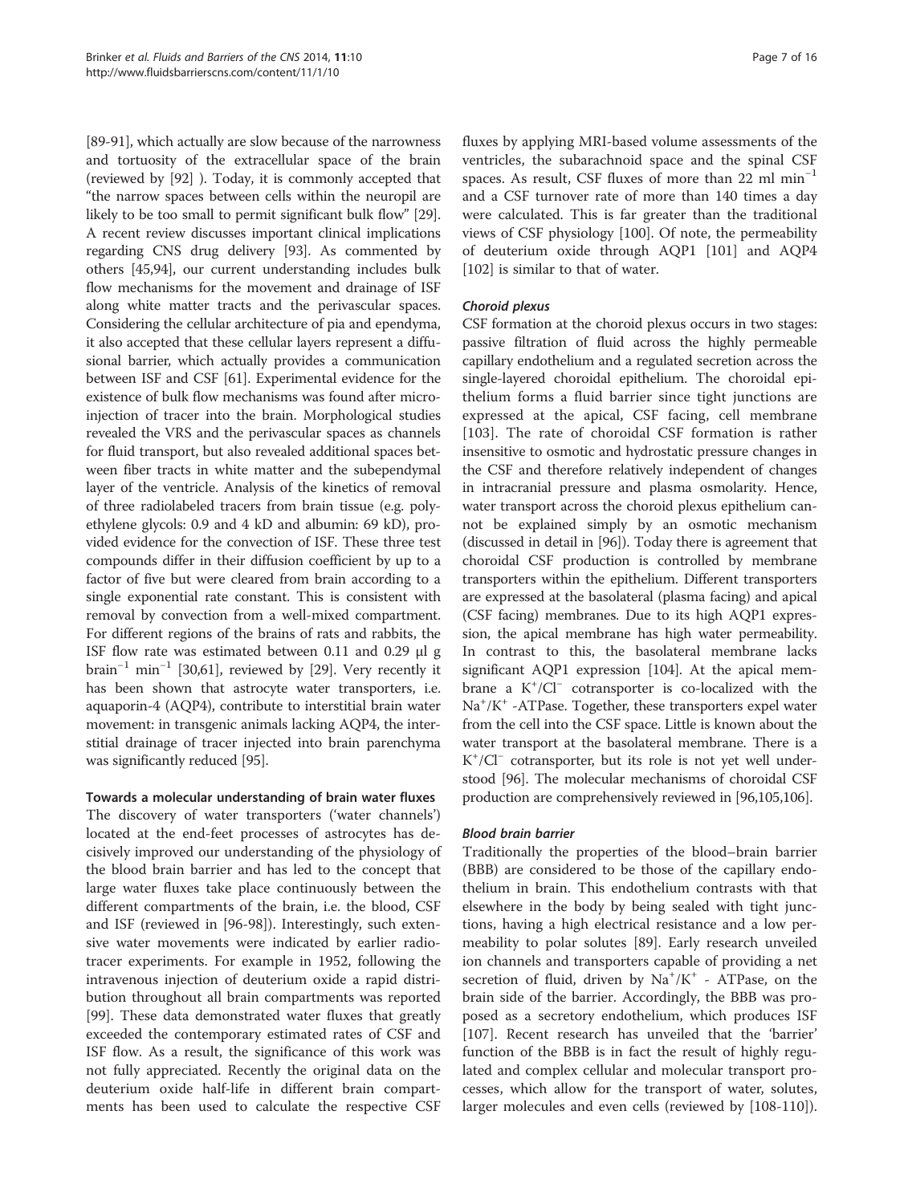[89-91], which actually are slow because of the narrowness and tortuosity of the extracellular space of the brain (reviewed by [92] ). Today, it is commonly accepted that "the narrow spaces between cells within the neuropil are likely to be too small to permit significant bulk flow" [29]. A recent review discusses important clinical implications regarding CNS drug delivery [93]. As commented by others [45,94], our current understanding includes bulk flow mechanisms for the movement and drainage of ISF along white matter tracts and the perivascular spaces. Considering the cellular architecture of pia and ependyma, it also accepted that these cellular layers represent a diffusional barrier, which actually provides a communication between ISF and CSF [61]. Experimental evidence for the existence of bulk flow mechanisms was found after microinjection of tracer into the brain. Morphological studies revealed the VRS and the perivascular spaces as channels for fluid transport, but also revealed additional spaces between fiber tracts in white matter and the subependymal layer of the ventricle. Analysis of the kinetics of removal of three radiolabeled tracers from brain tissue (e.g. polyethylene glycols: 0.9 and 4 kD and albumin: 69 kD), provided evidence for the convection of ISF. These three test compounds differ in their diffusion coefficient by up to a factor of five but were cleared from brain according to a single exponential rate constant. This is consistent with removal by convection from a well-mixed compartment. For different regions of the brains of rats and rabbits, the ISF flow rate was estimated between 0.11 and 0.29 μl g brain$^{-1}$ min$^{-1}$ [30,61], reviewed by [29]. Very recently it has been shown that astrocyte water transporters, i.e. aquaporin-4 (AQP4), contribute to interstitial brain water movement: in transgenic animals lacking AQP4, the interstitial drainage of tracer injected into brain parenchyma was significantly reduced [95].

## Towards a molecular understanding of brain water fluxes

The discovery of water transporters ('water channels') located at the end-feet processes of astrocytes has decisively improved our understanding of the physiology of the blood brain barrier and has led to the concept that large water fluxes take place continuously between the different compartments of the brain, i.e. the blood, CSF and ISF (reviewed in [96-98]). Interestingly, such extensive water movements were indicated by earlier radiotracer experiments. For example in 1952, following the intravenous injection of deuterium oxide a rapid distribution throughout all brain compartments was reported [99]. These data demonstrated water fluxes that greatly exceeded the contemporary estimated rates of CSF and ISF flow. As a result, the significance of this work was not fully appreciated. Recently the original data on the deuterium oxide half-life in different brain compartments has been used to calculate the respective CSF fluxes by applying MRI-based volume assessments of the ventricles, the subarachnoid space and the spinal CSF spaces. As result, CSF fluxes of more than 22 ml min$^{-1}$ and a CSF turnover rate of more than 140 times a day were calculated. This is far greater than the traditional views of CSF physiology [100]. Of note, the permeability of deuterium oxide through AQP1 [101] and AQP4 [102] is similar to that of water.

### *Choroid plexus*

CSF formation at the choroid plexus occurs in two stages: passive filtration of fluid across the highly permeable capillary endothelium and a regulated secretion across the single-layered choroidal epithelium. The choroidal epithelium forms a fluid barrier since tight junctions are expressed at the apical, CSF facing, cell membrane [103]. The rate of choroidal CSF formation is rather insensitive to osmotic and hydrostatic pressure changes in the CSF and therefore relatively independent of changes in intracranial pressure and plasma osmolarity. Hence, water transport across the choroid plexus epithelium cannot be explained simply by an osmotic mechanism (discussed in detail in [96]). Today there is agreement that choroidal CSF production is controlled by membrane transporters within the epithelium. Different transporters are expressed at the basolateral (plasma facing) and apical (CSF facing) membranes. Due to its high AQP1 expression, the apical membrane has high water permeability. In contrast to this, the basolateral membrane lacks significant AQP1 expression [104]. At the apical membrane a $K^+/Cl^-$ cotransporter is co-localized with the $Na^+/K^+$ -ATPase. Together, these transporters expel water from the cell into the CSF space. Little is known about the water transport at the basolateral membrane. There is a $K^+/Cl^-$ cotransporter, but its role is not yet well understood [96]. The molecular mechanisms of choroidal CSF production are comprehensively reviewed in [96,105,106].

### *Blood brain barrier*

Traditionally the properties of the blood–brain barrier (BBB) are considered to be those of the capillary endothelium in brain. This endothelium contrasts with that elsewhere in the body by being sealed with tight junctions, having a high electrical resistance and a low permeability to polar solutes [89]. Early research unveiled ion channels and transporters capable of providing a net secretion of fluid, driven by $Na^+/K^+$ - ATPase, on the brain side of the barrier. Accordingly, the BBB was proposed as a secretory endothelium, which produces ISF [107]. Recent research has unveiled that the 'barrier' function of the BBB is in fact the result of highly regulated and complex cellular and molecular transport processes, which allow for the transport of water, solutes, larger molecules and even cells (reviewed by [108-110]).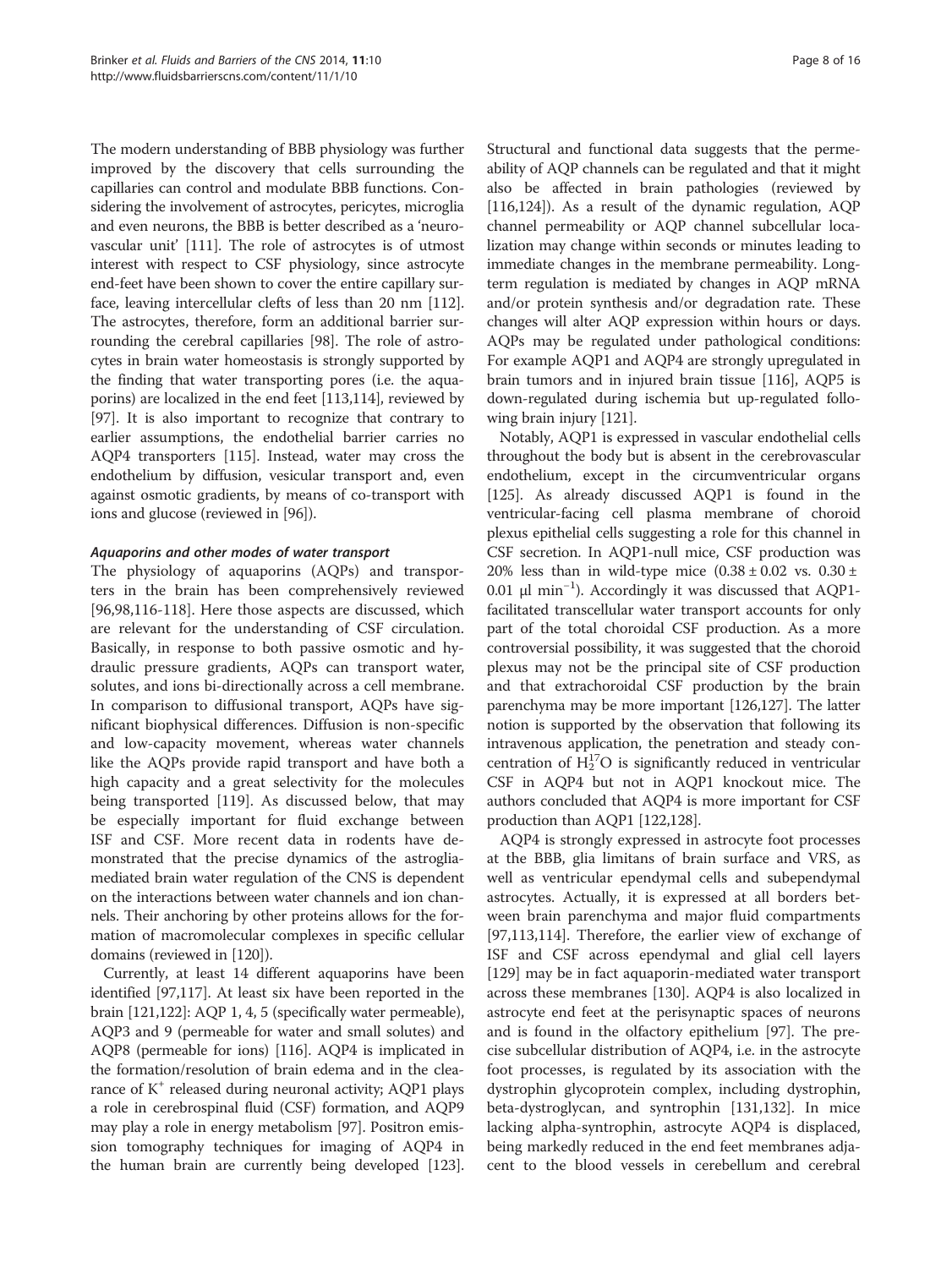The modern understanding of BBB physiology was further improved by the discovery that cells surrounding the capillaries can control and modulate BBB functions. Considering the involvement of astrocytes, pericytes, microglia and even neurons, the BBB is better described as a 'neurovascular unit' [111]. The role of astrocytes is of utmost interest with respect to CSF physiology, since astrocyte end-feet have been shown to cover the entire capillary surface, leaving intercellular clefts of less than 20 nm [112]. The astrocytes, therefore, form an additional barrier surrounding the cerebral capillaries [98]. The role of astrocytes in brain water homeostasis is strongly supported by the finding that water transporting pores (i.e. the aquaporins) are localized in the end feet [113,114], reviewed by [97]. It is also important to recognize that contrary to earlier assumptions, the endothelial barrier carries no AQP4 transporters [115]. Instead, water may cross the endothelium by diffusion, vesicular transport and, even against osmotic gradients, by means of co-transport with ions and glucose (reviewed in [96]).

### *Aquaporins and other modes of water transport*

The physiology of aquaporins (AQPs) and transporters in the brain has been comprehensively reviewed [96,98,116-118]. Here those aspects are discussed, which are relevant for the understanding of CSF circulation. Basically, in response to both passive osmotic and hydraulic pressure gradients, AQPs can transport water, solutes, and ions bi-directionally across a cell membrane. In comparison to diffusional transport, AQPs have significant biophysical differences. Diffusion is non-specific and low-capacity movement, whereas water channels like the AQPs provide rapid transport and have both a high capacity and a great selectivity for the molecules being transported [119]. As discussed below, that may be especially important for fluid exchange between ISF and CSF. More recent data in rodents have demonstrated that the precise dynamics of the astroglia-mediated brain water regulation of the CNS is dependent on the interactions between water channels and ion channels. Their anchoring by other proteins allows for the formation of macromolecular complexes in specific cellular domains (reviewed in [120]).

Currently, at least 14 different aquaporins have been identified [97,117]. At least six have been reported in the brain [121,122]: AQP 1, 4, 5 (specifically water permeable), AQP3 and 9 (permeable for water and small solutes) and AQP8 (permeable for ions) [116]. AQP4 is implicated in the formation/resolution of brain edema and in the clearance of $K^+$ released during neuronal activity; AQP1 plays a role in cerebrospinal fluid (CSF) formation, and AQP9 may play a role in energy metabolism [97]. Positron emission tomography techniques for imaging of AQP4 in the human brain are currently being developed [123]. Structural and functional data suggests that the permeability of AQP channels can be regulated and that it might also be affected in brain pathologies (reviewed by [116,124]). As a result of the dynamic regulation, AQP channel permeability or AQP channel subcellular localization may change within seconds or minutes leading to immediate changes in the membrane permeability. Long-term regulation is mediated by changes in AQP mRNA and/or protein synthesis and/or degradation rate. These changes will alter AQP expression within hours or days. AQPs may be regulated under pathological conditions: For example AQP1 and AQP4 are strongly upregulated in brain tumors and in injured brain tissue [116], AQP5 is down-regulated during ischemia but up-regulated following brain injury [121].

Notably, AQP1 is expressed in vascular endothelial cells throughout the body but is absent in the cerebrovascular endothelium, except in the circumventricular organs [125]. As already discussed AQP1 is found in the ventricular-facing cell plasma membrane of choroid plexus epithelial cells suggesting a role for this channel in CSF secretion. In AQP1-null mice, CSF production was 20% less than in wild-type mice ($0.38 \pm 0.02$ vs. $0.30 \pm 0.01$ μl $\text{min}^{-1}$). Accordingly it was discussed that AQP1-facilitated transcellular water transport accounts for only part of the total choroidal CSF production. As a more controversial possibility, it was suggested that the choroid plexus may not be the principal site of CSF production and that extrachoroidal CSF production by the brain parenchyma may be more important [126,127]. The latter notion is supported by the observation that following its intravenous application, the penetration and steady concentration of $H_2^{17}O$ is significantly reduced in ventricular CSF in AQP4 but not in AQP1 knockout mice. The authors concluded that AQP4 is more important for CSF production than AQP1 [122,128].

AQP4 is strongly expressed in astrocyte foot processes at the BBB, glia limitans of brain surface and VRS, as well as ventricular ependymal cells and subependymal astrocytes. Actually, it is expressed at all borders between brain parenchyma and major fluid compartments [97,113,114]. Therefore, the earlier view of exchange of ISF and CSF across ependymal and glial cell layers [129] may be in fact aquaporin-mediated water transport across these membranes [130]. AQP4 is also localized in astrocyte end feet at the perisynaptic spaces of neurons and is found in the olfactory epithelium [97]. The precise subcellular distribution of AQP4, i.e. in the astrocyte foot processes, is regulated by its association with the dystrophin glycoprotein complex, including dystrophin, beta-dystroglycan, and syntrophin [131,132]. In mice lacking alpha-syntrophin, astrocyte AQP4 is displaced, being markedly reduced in the end feet membranes adjacent to the blood vessels in cerebellum and cerebral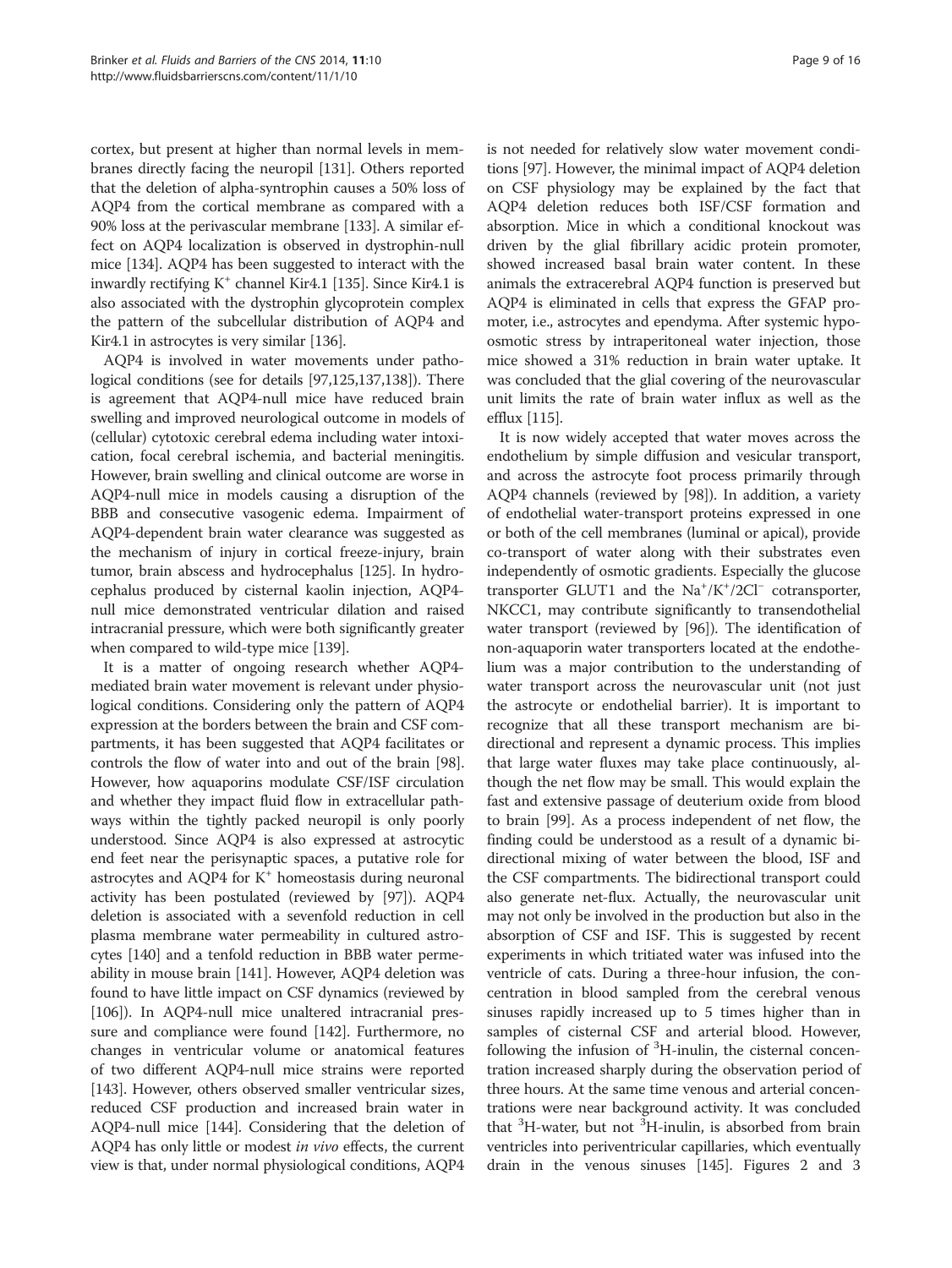cortex, but present at higher than normal levels in membranes directly facing the neuropil [131]. Others reported that the deletion of alpha-syntrophin causes a 50% loss of AQP4 from the cortical membrane as compared with a 90% loss at the perivascular membrane [133]. A similar effect on AQP4 localization is observed in dystrophin-null mice [134]. AQP4 has been suggested to interact with the inwardly rectifying $K^+$ channel Kir4.1 [135]. Since Kir4.1 is also associated with the dystrophin glycoprotein complex the pattern of the subcellular distribution of AQP4 and Kir4.1 in astrocytes is very similar [136].

AQP4 is involved in water movements under pathological conditions (see for details [97,125,137,138]). There is agreement that AQP4-null mice have reduced brain swelling and improved neurological outcome in models of (cellular) cytotoxic cerebral edema including water intoxication, focal cerebral ischemia, and bacterial meningitis. However, brain swelling and clinical outcome are worse in AQP4-null mice in models causing a disruption of the BBB and consecutive vasogenic edema. Impairment of AQP4-dependent brain water clearance was suggested as the mechanism of injury in cortical freeze-injury, brain tumor, brain abscess and hydrocephalus [125]. In hydrocephalus produced by cisternal kaolin injection, AQP4-null mice demonstrated ventricular dilation and raised intracranial pressure, which were both significantly greater when compared to wild-type mice [139].

It is a matter of ongoing research whether AQP4-mediated brain water movement is relevant under physiological conditions. Considering only the pattern of AQP4 expression at the borders between the brain and CSF compartments, it has been suggested that AQP4 facilitates or controls the flow of water into and out of the brain [98]. However, how aquaporins modulate CSF/ISF circulation and whether they impact fluid flow in extracellular pathways within the tightly packed neuropil is only poorly understood. Since AQP4 is also expressed at astrocytic end feet near the perisynaptic spaces, a putative role for astrocytes and AQP4 for $K^+$ homeostasis during neuronal activity has been postulated (reviewed by [97]). AQP4 deletion is associated with a sevenfold reduction in cell plasma membrane water permeability in cultured astrocytes [140] and a tenfold reduction in BBB water permeability in mouse brain [141]. However, AQP4 deletion was found to have little impact on CSF dynamics (reviewed by [106]). In AQP4-null mice unaltered intracranial pressure and compliance were found [142]. Furthermore, no changes in ventricular volume or anatomical features of two different AQP4-null mice strains were reported [143]. However, others observed smaller ventricular sizes, reduced CSF production and increased brain water in AQP4-null mice [144]. Considering that the deletion of AQP4 has only little or modest *in vivo* effects, the current view is that, under normal physiological conditions, AQP4 is not needed for relatively slow water movement conditions [97]. However, the minimal impact of AQP4 deletion on CSF physiology may be explained by the fact that AQP4 deletion reduces both ISF/CSF formation and absorption. Mice in which a conditional knockout was driven by the glial fibrillary acidic protein promoter, showed increased basal brain water content. In these animals the extracerebral AQP4 function is preserved but AQP4 is eliminated in cells that express the GFAP promoter, i.e., astrocytes and ependyma. After systemic hypoosmotic stress by intraperitoneal water injection, those mice showed a 31% reduction in brain water uptake. It was concluded that the glial covering of the neurovascular unit limits the rate of brain water influx as well as the efflux [115].

It is now widely accepted that water moves across the endothelium by simple diffusion and vesicular transport, and across the astrocyte foot process primarily through AQP4 channels (reviewed by [98]). In addition, a variety of endothelial water-transport proteins expressed in one or both of the cell membranes (luminal or apical), provide co-transport of water along with their substrates even independently of osmotic gradients. Especially the glucose transporter GLUT1 and the $Na^+/K^+/2Cl^-$ cotransporter, NKCC1, may contribute significantly to transendothelial water transport (reviewed by [96]). The identification of non-aquaporin water transporters located at the endothelium was a major contribution to the understanding of water transport across the neurovascular unit (not just the astrocyte or endothelial barrier). It is important to recognize that all these transport mechanism are bidirectional and represent a dynamic process. This implies that large water fluxes may take place continuously, although the net flow may be small. This would explain the fast and extensive passage of deuterium oxide from blood to brain [99]. As a process independent of net flow, the finding could be understood as a result of a dynamic bidirectional mixing of water between the blood, ISF and the CSF compartments. The bidirectional transport could also generate net-flux. Actually, the neurovascular unit may not only be involved in the production but also in the absorption of CSF and ISF. This is suggested by recent experiments in which tritiated water was infused into the ventricle of cats. During a three-hour infusion, the concentration in blood sampled from the cerebral venous sinuses rapidly increased up to 5 times higher than in samples of cisternal CSF and arterial blood. However, following the infusion of $^3$H-inulin, the cisternal concentration increased sharply during the observation period of three hours. At the same time venous and arterial concentrations were near background activity. It was concluded that $^3$H-water, but not $^3$H-inulin, is absorbed from brain ventricles into periventricular capillaries, which eventually drain in the venous sinuses [145]. Figures 2 and 3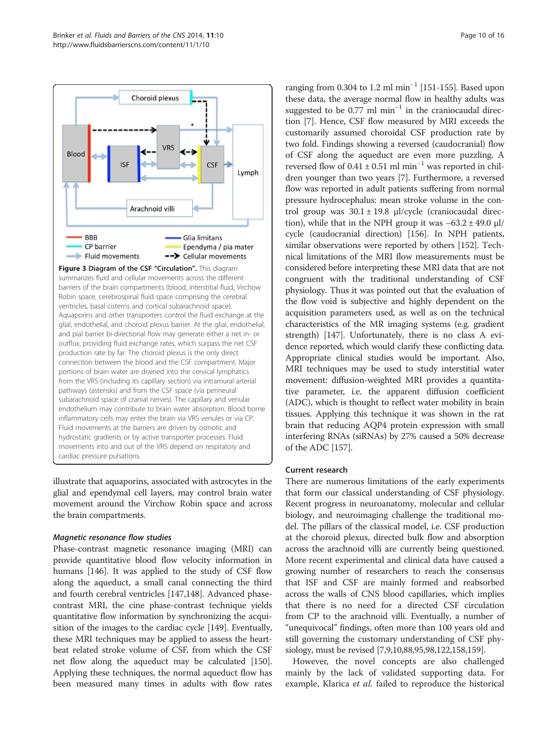**Figure 3 Diagram of the CSF "Circulation".** This diagram summarizes fluid and cellular movements across the different barriers of the brain compartments (blood, interstitial fluid, Virchow Robin space, cerebrospinal fluid space comprising the cerebral ventricles, basal cisterns and cortical subarachnoid space). Aquaporins and other transporters control the fluid exchange at the glial, endothelial, and choroid plexus barrier. At the glial, endothelial, and pial barrier bi-directional flow may generate either a net in- or outflux, providing fluid exchange rates, which surpass the net CSF production rate by far. The choroid plexus is the only direct connection between the blood and the CSF compartment. Major portions of brain water are drained into the cervical lymphatics from the VRS (including its capillary section) via intramural arterial pathways (asterisks) and from the CSF space (via perineural subarachnoid space of cranial nerves). The capillary and venular endothelium may contribute to brain water absorption. Blood borne inflammatory cells may enter the brain via VRS venules or via CP. Fluid movements at the barriers are driven by osmotic and hydrostatic gradients or by active transporter processes. Fluid movements into and out of the VRS depend on respiratory and cardiac pressure pulsations.

illustrate that aquaporins, associated with astrocytes in the glial and ependymal cell layers, may control brain water movement around the Virchow Robin space and across the brain compartments.

### *Magnetic resonance flow studies*

Phase-contrast magnetic resonance imaging (MRI) can provide quantitative blood flow velocity information in humans [146]. It was applied to the study of CSF flow along the aqueduct, a small canal connecting the third and fourth cerebral ventricles [147,148]. Advanced phase-contrast MRI, the cine phase-contrast technique yields quantitative flow information by synchronizing the acquisition of the images to the cardiac cycle [149]. Eventually, these MRI techniques may be applied to assess the heartbeat related stroke volume of CSF, from which the CSF net flow along the aqueduct may be calculated [150]. Applying these techniques, the normal aqueduct flow has been measured many times in adults with flow rates ranging from 0.304 to 1.2 ml min$^{-1}$ [151-155]. Based upon these data, the average normal flow in healthy adults was suggested to be 0.77 ml min$^{-1}$ in the craniocaudal direction [7]. Hence, CSF flow measured by MRI exceeds the customarily assumed choroidal CSF production rate by two fold. Findings showing a reversed (caudocranial) flow of CSF along the aqueduct are even more puzzling. A reversed flow of 0.41 ± 0.51 ml min$^{-1}$ was reported in children younger than two years [7]. Furthermore, a reversed flow was reported in adult patients suffering from normal pressure hydrocephalus: mean stroke volume in the control group was 30.1 ± 19.8 μl/cycle (craniocaudal direction), while that in the NPH group it was −63.2 ± 49.0 μl/cycle (caudocranial direction) [156]. In NPH patients, similar observations were reported by others [152]. Technical limitations of the MRI flow measurements must be considered before interpreting these MRI data that are not congruent with the traditional understanding of CSF physiology. Thus it was pointed out that the evaluation of the flow void is subjective and highly dependent on the acquisition parameters used, as well as on the technical characteristics of the MR imaging systems (e.g. gradient strength) [147]. Unfortunately, there is no class A evidence reported, which would clarify these conflicting data. Appropriate clinical studies would be important. Also, MRI techniques may be used to study interstitial water movement: diffusion-weighted MRI provides a quantitative parameter, i.e. the apparent diffusion coefficient (ADC), which is thought to reflect water mobility in brain tissues. Applying this technique it was shown in the rat brain that reducing AQP4 protein expression with small interfering RNAs (siRNAs) by 27% caused a 50% decrease of the ADC [157].

### Current research

There are numerous limitations of the early experiments that form our classical understanding of CSF physiology. Recent progress in neuroanatomy, molecular and cellular biology, and neuroimaging challenge the traditional model. The pillars of the classical model, i.e. CSF production at the choroid plexus, directed bulk flow and absorption across the arachnoid villi are currently being questioned. More recent experimental and clinical data have caused a growing number of researchers to reach the consensus that ISF and CSF are mainly formed and reabsorbed across the walls of CNS blood capillaries, which implies that there is no need for a directed CSF circulation from CP to the arachnoid villi. Eventually, a number of "unequivocal" findings, often more than 100 years old and still governing the customary understanding of CSF physiology, must be revised [7,9,10,88,95,98,122,158,159].

However, the novel concepts are also challenged mainly by the lack of validated supporting data. For example, Klarica *et al.* failed to reproduce the historical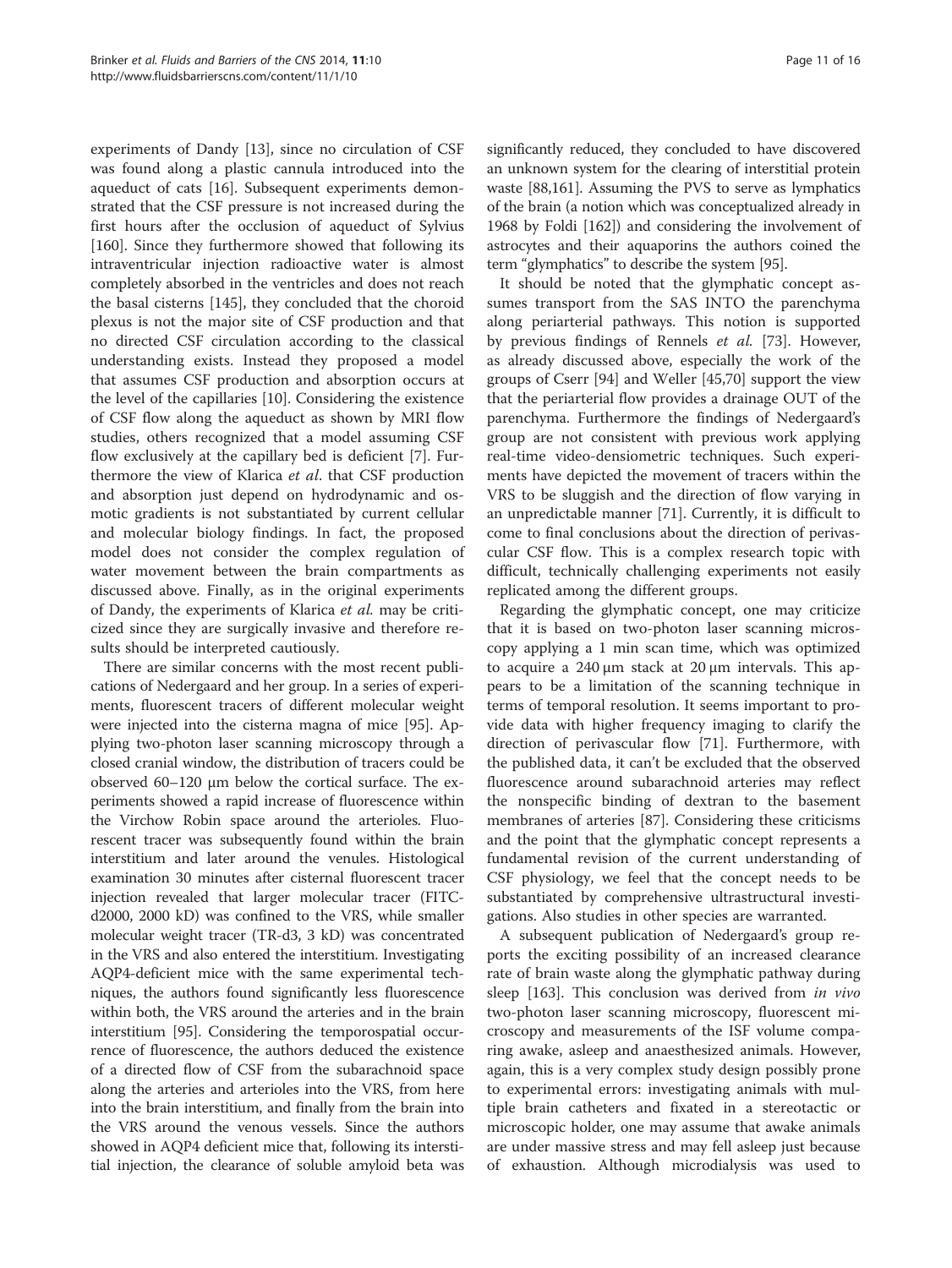experiments of Dandy [13], since no circulation of CSF was found along a plastic cannula introduced into the aqueduct of cats [16]. Subsequent experiments demonstrated that the CSF pressure is not increased during the first hours after the occlusion of aqueduct of Sylvius [160]. Since they furthermore showed that following its intraventricular injection radioactive water is almost completely absorbed in the ventricles and does not reach the basal cisterns [145], they concluded that the choroid plexus is not the major site of CSF production and that no directed CSF circulation according to the classical understanding exists. Instead they proposed a model that assumes CSF production and absorption occurs at the level of the capillaries [10]. Considering the existence of CSF flow along the aqueduct as shown by MRI flow studies, others recognized that a model assuming CSF flow exclusively at the capillary bed is deficient [7]. Furthermore the view of Klarica *et al*. that CSF production and absorption just depend on hydrodynamic and osmotic gradients is not substantiated by current cellular and molecular biology findings. In fact, the proposed model does not consider the complex regulation of water movement between the brain compartments as discussed above. Finally, as in the original experiments of Dandy, the experiments of Klarica *et al.* may be criticized since they are surgically invasive and therefore results should be interpreted cautiously.

There are similar concerns with the most recent publications of Nedergaard and her group. In a series of experiments, fluorescent tracers of different molecular weight were injected into the cisterna magna of mice [95]. Applying two-photon laser scanning microscopy through a closed cranial window, the distribution of tracers could be observed 60–120 μm below the cortical surface. The experiments showed a rapid increase of fluorescence within the Virchow Robin space around the arterioles. Fluorescent tracer was subsequently found within the brain interstitium and later around the venules. Histological examination 30 minutes after cisternal fluorescent tracer injection revealed that larger molecular tracer (FITC-d2000, 2000 kD) was confined to the VRS, while smaller molecular weight tracer (TR-d3, 3 kD) was concentrated in the VRS and also entered the interstitium. Investigating AQP4-deficient mice with the same experimental techniques, the authors found significantly less fluorescence within both, the VRS around the arteries and in the brain interstitium [95]. Considering the temporospatial occurrence of fluorescence, the authors deduced the existence of a directed flow of CSF from the subarachnoid space along the arteries and arterioles into the VRS, from here into the brain interstitium, and finally from the brain into the VRS around the venous vessels. Since the authors showed in AQP4 deficient mice that, following its interstitial injection, the clearance of soluble amyloid beta was significantly reduced, they concluded to have discovered an unknown system for the clearing of interstitial protein waste [88,161]. Assuming the PVS to serve as lymphatics of the brain (a notion which was conceptualized already in 1968 by Foldi [162]) and considering the involvement of astrocytes and their aquaporins the authors coined the term "glymphatics" to describe the system [95].

It should be noted that the glymphatic concept assumes transport from the SAS INTO the parenchyma along periarterial pathways. This notion is supported by previous findings of Rennels *et al.* [73]. However, as already discussed above, especially the work of the groups of Cserr [94] and Weller [45,70] support the view that the periarterial flow provides a drainage OUT of the parenchyma. Furthermore the findings of Nedergaard's group are not consistent with previous work applying real-time video-densiometric techniques. Such experiments have depicted the movement of tracers within the VRS to be sluggish and the direction of flow varying in an unpredictable manner [71]. Currently, it is difficult to come to final conclusions about the direction of perivascular CSF flow. This is a complex research topic with difficult, technically challenging experiments not easily replicated among the different groups.

Regarding the glymphatic concept, one may criticize that it is based on two-photon laser scanning microscopy applying a 1 min scan time, which was optimized to acquire a 240 μm stack at 20 μm intervals. This appears to be a limitation of the scanning technique in terms of temporal resolution. It seems important to provide data with higher frequency imaging to clarify the direction of perivascular flow [71]. Furthermore, with the published data, it can't be excluded that the observed fluorescence around subarachnoid arteries may reflect the nonspecific binding of dextran to the basement membranes of arteries [87]. Considering these criticisms and the point that the glymphatic concept represents a fundamental revision of the current understanding of CSF physiology, we feel that the concept needs to be substantiated by comprehensive ultrastructural investigations. Also studies in other species are warranted.

A subsequent publication of Nedergaard's group reports the exciting possibility of an increased clearance rate of brain waste along the glymphatic pathway during sleep [163]. This conclusion was derived from *in vivo* two-photon laser scanning microscopy, fluorescent microscopy and measurements of the ISF volume comparing awake, asleep and anaesthesized animals. However, again, this is a very complex study design possibly prone to experimental errors: investigating animals with multiple brain catheters and fixated in a stereotactic or microscopic holder, one may assume that awake animals are under massive stress and may fell asleep just because of exhaustion. Although microdialysis was used to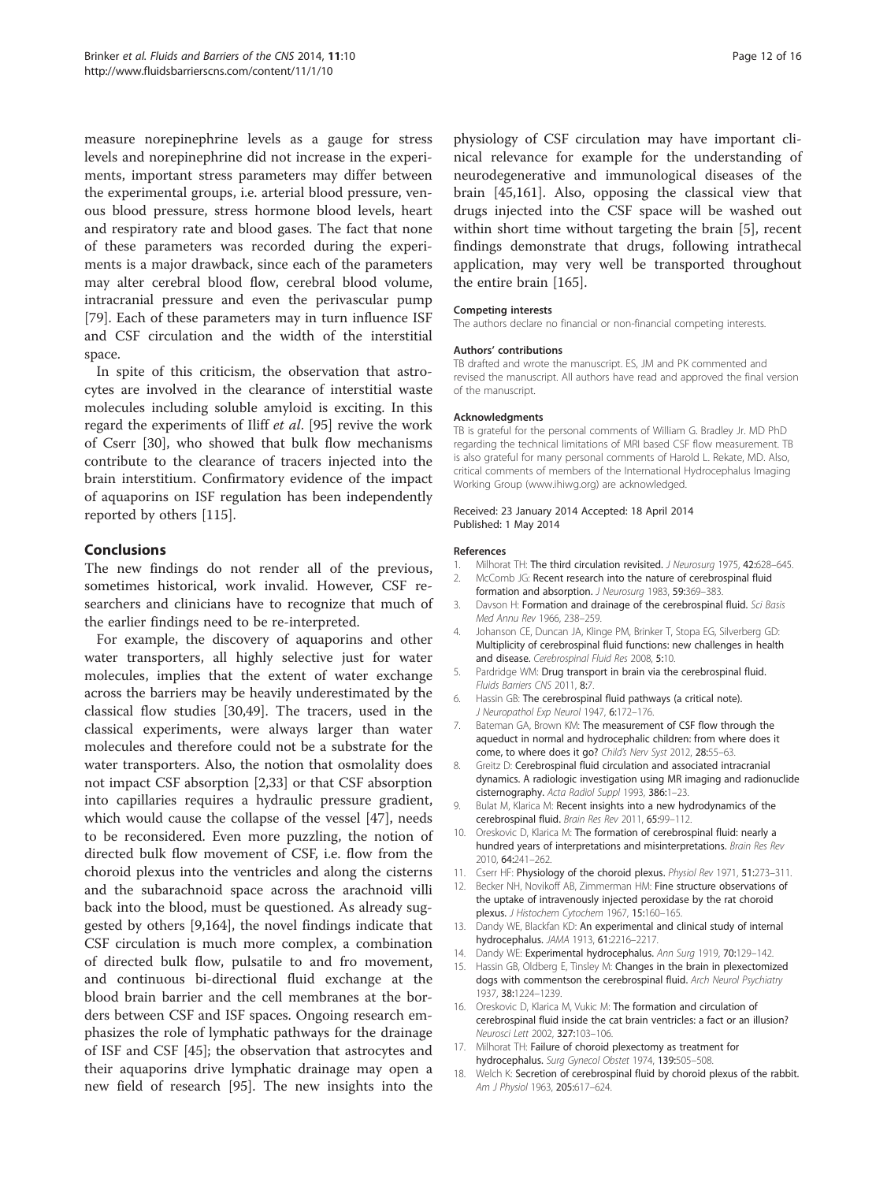measure norepinephrine levels as a gauge for stress levels and norepinephrine did not increase in the experiments, important stress parameters may differ between the experimental groups, i.e. arterial blood pressure, venous blood pressure, stress hormone blood levels, heart and respiratory rate and blood gases. The fact that none of these parameters was recorded during the experiments is a major drawback, since each of the parameters may alter cerebral blood flow, cerebral blood volume, intracranial pressure and even the perivascular pump [79]. Each of these parameters may in turn influence ISF and CSF circulation and the width of the interstitial space.

In spite of this criticism, the observation that astrocytes are involved in the clearance of interstitial waste molecules including soluble amyloid is exciting. In this regard the experiments of Iliff *et al*. [95] revive the work of Cserr [30], who showed that bulk flow mechanisms contribute to the clearance of tracers injected into the brain interstitium. Confirmatory evidence of the impact of aquaporins on ISF regulation has been independently reported by others [115].

## Conclusions

The new findings do not render all of the previous, sometimes historical, work invalid. However, CSF researchers and clinicians have to recognize that much of the earlier findings need to be re-interpreted.

For example, the discovery of aquaporins and other water transporters, all highly selective just for water molecules, implies that the extent of water exchange across the barriers may be heavily underestimated by the classical flow studies [30,49]. The tracers, used in the classical experiments, were always larger than water molecules and therefore could not be a substrate for the water transporters. Also, the notion that osmolality does not impact CSF absorption [2,33] or that CSF absorption into capillaries requires a hydraulic pressure gradient, which would cause the collapse of the vessel [47], needs to be reconsidered. Even more puzzling, the notion of directed bulk flow movement of CSF, i.e. flow from the choroid plexus into the ventricles and along the cisterns and the subarachnoid space across the arachnoid villi back into the blood, must be questioned. As already suggested by others [9,164], the novel findings indicate that CSF circulation is much more complex, a combination of directed bulk flow, pulsatile to and fro movement, and continuous bi-directional fluid exchange at the blood brain barrier and the cell membranes at the borders between CSF and ISF spaces. Ongoing research emphasizes the role of lymphatic pathways for the drainage of ISF and CSF [45]; the observation that astrocytes and their aquaporins drive lymphatic drainage may open a new field of research [95]. The new insights into the physiology of CSF circulation may have important clinical relevance for example for the understanding of neurodegenerative and immunological diseases of the brain [45,161]. Also, opposing the classical view that drugs injected into the CSF space will be washed out within short time without targeting the brain [5], recent findings demonstrate that drugs, following intrathecal application, may very well be transported throughout the entire brain [165].

#### Competing interests

The authors declare no financial or non-financial competing interests.

#### Authors' contributions

TB drafted and wrote the manuscript. ES, JM and PK commented and revised the manuscript. All authors have read and approved the final version of the manuscript.

#### Acknowledgments

TB is grateful for the personal comments of William G. Bradley Jr. MD PhD regarding the technical limitations of MRI based CSF flow measurement. TB is also grateful for many personal comments of Harold L. Rekate, MD. Also, critical comments of members of the International Hydrocephalus Imaging Working Group (www.ihiwg.org) are acknowledged.

Received: 23 January 2014 Accepted: 18 April 2014
Published: 1 May 2014

#### References

1. Milhorat TH: **The third circulation revisited.** *J Neurosurg* 1975, **42:**628–645.
2. McComb JG: **Recent research into the nature of cerebrospinal fluid formation and absorption.** *J Neurosurg* 1983, **59:**369–383.
3. Davson H: **Formation and drainage of the cerebrospinal fluid.** *Sci Basis Med Annu Rev* 1966, 238–259.
4. Johanson CE, Duncan JA, Klinge PM, Brinker T, Stopa EG, Silverberg GD: **Multiplicity of cerebrospinal fluid functions: new challenges in health and disease.** *Cerebrospinal Fluid Res* 2008, **5:**10.
5. Pardridge WM: **Drug transport in brain via the cerebrospinal fluid.** *Fluids Barriers CNS* 2011, **8:**7.
6. Hassin GB: **The cerebrospinal fluid pathways (a critical note).** *J Neuropathol Exp Neurol* 1947, **6:**172–176.
7. Bateman GA, Brown KM: **The measurement of CSF flow through the aqueduct in normal and hydrocephalic children: from where does it come, to where does it go?** *Child's Nerv Syst* 2012, **28:**55–63.
8. Greitz D: **Cerebrospinal fluid circulation and associated intracranial dynamics. A radiologic investigation using MR imaging and radionuclide cisternography.** *Acta Radiol Suppl* 1993, **386:**1–23.
9. Bulat M, Klarica M: **Recent insights into a new hydrodynamics of the cerebrospinal fluid.** *Brain Res Rev* 2011, **65:**99–112.
10. Oreskovic D, Klarica M: **The formation of cerebrospinal fluid: nearly a hundred years of interpretations and misinterpretations.** *Brain Res Rev* 2010, **64:**241–262.
11. Cserr HF: **Physiology of the choroid plexus.** *Physiol Rev* 1971, **51:**273–311.
12. Becker NH, Novikoff AB, Zimmerman HM: **Fine structure observations of the uptake of intravenously injected peroxidase by the rat choroid plexus.** *J Histochem Cytochem* 1967, **15:**160–165.
13. Dandy WE, Blackfan KD: **An experimental and clinical study of internal hydrocephalus.** *JAMA* 1913, **61:**2216–2217.
14. Dandy WE: **Experimental hydrocephalus.** *Ann Surg* 1919, **70:**129–142.
15. Hassin GB, Oldberg E, Tinsley M: **Changes in the brain in plexectomized dogs with commentson the cerebrospinal fluid.** *Arch Neurol Psychiatry* 1937, **38:**1224–1239.
16. Oreskovic D, Klarica M, Vukic M: **The formation and circulation of cerebrospinal fluid inside the cat brain ventricles: a fact or an illusion?** *Neurosci Lett* 2002, **327:**103–106.
17. Milhorat TH: **Failure of choroid plexectomy as treatment for hydrocephalus.** *Surg Gynecol Obstet* 1974, **139:**505–508.
18. Welch K: **Secretion of cerebrospinal fluid by choroid plexus of the rabbit.** *Am J Physiol* 1963, **205:**617–624.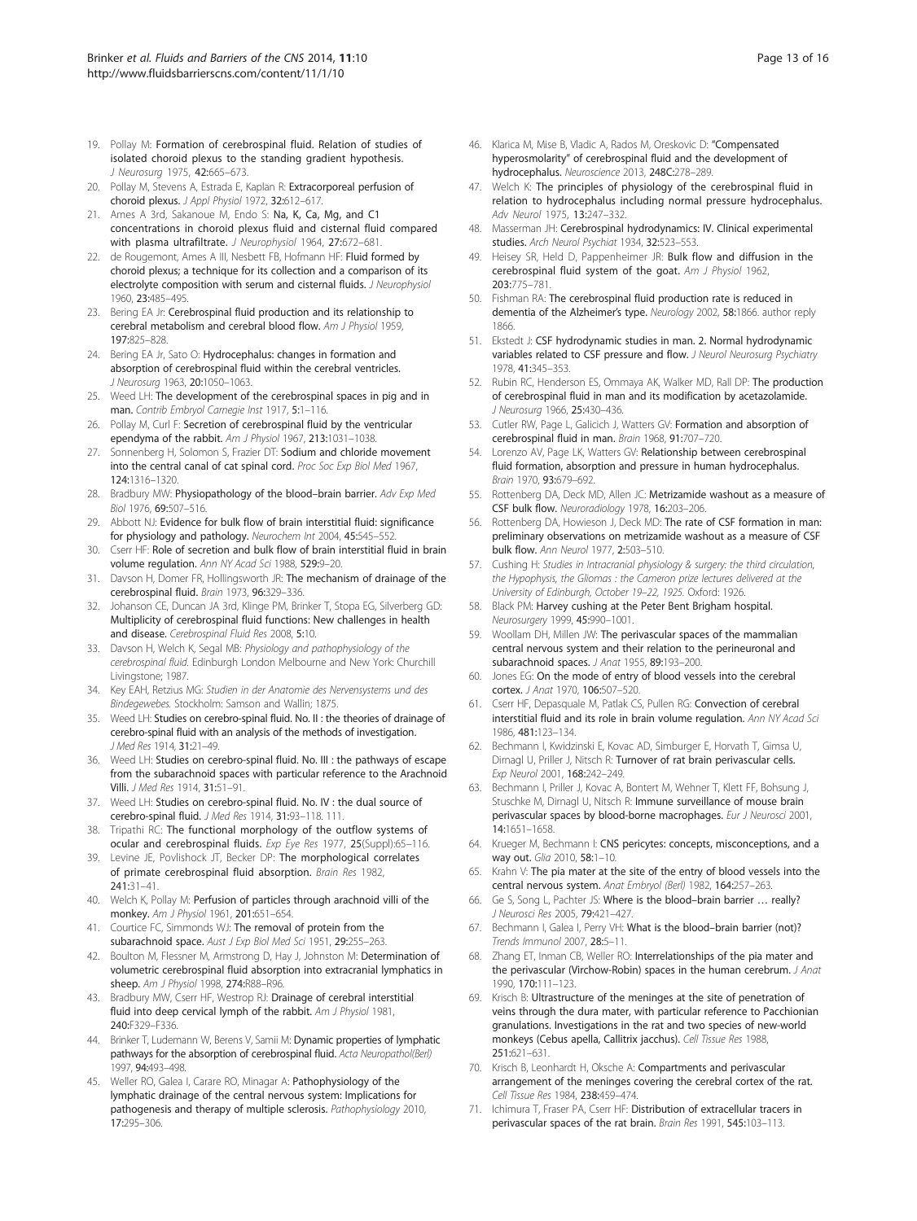19. Pollay M: Formation of cerebrospinal fluid. Relation of studies of isolated choroid plexus to the standing gradient hypothesis. *J Neurosurg* 1975, 42:665–673.
20. Pollay M, Stevens A, Estrada E, Kaplan R: Extracorporeal perfusion of choroid plexus. *J Appl Physiol* 1972, 32:612–617.
21. Ames A 3rd, Sakanoue M, Endo S: Na, K, Ca, Mg, and C1 concentrations in choroid plexus fluid and cisternal fluid compared with plasma ultrafiltrate. *J Neurophysiol* 1964, 27:672–681.
22. de Rougemont, Ames A III, Nesbett FB, Hofmann HF: Fluid formed by choroid plexus; a technique for its collection and a comparison of its electrolyte composition with serum and cisternal fluids. *J Neurophysiol* 1960, 23:485–495.
23. Bering EA Jr: Cerebrospinal fluid production and its relationship to cerebral metabolism and cerebral blood flow. *Am J Physiol* 1959, 197:825–828.
24. Bering EA Jr, Sato O: Hydrocephalus: changes in formation and absorption of cerebrospinal fluid within the cerebral ventricles. *J Neurosurg* 1963, 20:1050–1063.
25. Weed LH: The development of the cerebrospinal spaces in pig and in man. *Contrib Embryol Carnegie Inst* 1917, 5:1–116.
26. Pollay M, Curl F: Secretion of cerebrospinal fluid by the ventricular ependyma of the rabbit. *Am J Physiol* 1967, 213:1031–1038.
27. Sonnenberg H, Solomon S, Frazier DT: Sodium and chloride movement into the central canal of cat spinal cord. *Proc Soc Exp Biol Med* 1967, 124:1316–1320.
28. Bradbury MW: Physiopathology of the blood–brain barrier. *Adv Exp Med Biol* 1976, 69:507–516.
29. Abbott NJ: Evidence for bulk flow of brain interstitial fluid: significance for physiology and pathology. *Neurochem Int* 2004, 45:545–552.
30. Cserr HF: Role of secretion and bulk flow of brain interstitial fluid in brain volume regulation. *Ann NY Acad Sci* 1988, 529:9–20.
31. Davson H, Domer FR, Hollingsworth JR: The mechanism of drainage of the cerebrospinal fluid. *Brain* 1973, 96:329–336.
32. Johanson CE, Duncan JA 3rd, Klinge PM, Brinker T, Stopa EG, Silverberg GD: Multiplicity of cerebrospinal fluid functions: New challenges in health and disease. *Cerebrospinal Fluid Res* 2008, 5:10.
33. Davson H, Welch K, Segal MB: *Physiology and pathophysiology of the cerebrospinal fluid*. Edinburgh London Melbourne and New York: Churchill Livingstone; 1987.
34. Key EAH, Retzius MG: *Studien in der Anatomie des Nervensystems und des Bindegewebes*. Stockholm: Samson and Wallin; 1875.
35. Weed LH: Studies on cerebro-spinal fluid. No. II : the theories of drainage of cerebro-spinal fluid with an analysis of the methods of investigation. *J Med Res* 1914, 31:21–49.
36. Weed LH: Studies on cerebro-spinal fluid. No. III : the pathways of escape from the subarachnoid spaces with particular reference to the Arachnoid Villi. *J Med Res* 1914, 31:51–91.
37. Weed LH: Studies on cerebro-spinal fluid. No. IV : the dual source of cerebro-spinal fluid. *J Med Res* 1914, 31:93–118. 111.
38. Tripathi RC: The functional morphology of the outflow systems of ocular and cerebrospinal fluids. *Exp Eye Res* 1977, 25(Suppl):65–116.
39. Levine JE, Povlishock JT, Becker DP: The morphological correlates of primate cerebrospinal fluid absorption. *Brain Res* 1982, 241:31–41.
40. Welch K, Pollay M: Perfusion of particles through arachnoid villi of the monkey. *Am J Physiol* 1961, 201:651–654.
41. Courtice FC, Simmonds WJ: The removal of protein from the subarachnoid space. *Aust J Exp Biol Med Sci* 1951, 29:255–263.
42. Boulton M, Flessner M, Armstrong D, Hay J, Johnston M: Determination of volumetric cerebrospinal fluid absorption into extracranial lymphatics in sheep. *Am J Physiol* 1998, 274:R88–R96.
43. Bradbury MW, Cserr HF, Westrop RJ: Drainage of cerebral interstitial fluid into deep cervical lymph of the rabbit. *Am J Physiol* 1981, 240:F329–F336.
44. Brinker T, Ludemann W, Berens V, Samii M: Dynamic properties of lymphatic pathways for the absorption of cerebrospinal fluid. *Acta Neuropathol(Berl)* 1997, 94:493–498.
45. Weller RO, Galea I, Carare RO, Minagar A: Pathophysiology of the lymphatic drainage of the central nervous system: Implications for pathogenesis and therapy of multiple sclerosis. *Pathophysiology* 2010, 17:295–306.
46. Klarica M, Mise B, Vladic A, Rados M, Oreskovic D: "Compensated hyperosmolarity" of cerebrospinal fluid and the development of hydrocephalus. *Neuroscience* 2013, 248C:278–289.
47. Welch K: The principles of physiology of the cerebrospinal fluid in relation to hydrocephalus including normal pressure hydrocephalus. *Adv Neurol* 1975, 13:247–332.
48. Masserman JH: Cerebrospinal hydrodynamics: IV. Clinical experimental studies. *Arch Neurol Psychiat* 1934, 32:523–553.
49. Heisey SR, Held D, Pappenheimer JR: Bulk flow and diffusion in the cerebrospinal fluid system of the goat. *Am J Physiol* 1962, 203:775–781.
50. Fishman RA: The cerebrospinal fluid production rate is reduced in dementia of the Alzheimer's type. *Neurology* 2002, 58:1866. author reply 1866.
51. Ekstedt J: CSF hydrodynamic studies in man. 2. Normal hydrodynamic variables related to CSF pressure and flow. *J Neurol Neurosurg Psychiatry* 1978, 41:345–353.
52. Rubin RC, Henderson ES, Ommaya AK, Walker MD, Rall DP: The production of cerebrospinal fluid in man and its modification by acetazolamide. *J Neurosurg* 1966, 25:430–436.
53. Cutler RW, Page L, Galicich J, Watters GV: Formation and absorption of cerebrospinal fluid in man. *Brain* 1968, 91:707–720.
54. Lorenzo AV, Page LK, Watters GV: Relationship between cerebrospinal fluid formation, absorption and pressure in human hydrocephalus. *Brain* 1970, 93:679–692.
55. Rottenberg DA, Deck MD, Allen JC: Metrizamide washout as a measure of CSF bulk flow. *Neuroradiology* 1978, 16:203–206.
56. Rottenberg DA, Howieson J, Deck MD: The rate of CSF formation in man: preliminary observations on metrizamide washout as a measure of CSF bulk flow. *Ann Neurol* 1977, 2:503–510.
57. Cushing H: *Studies in Intracranial physiology & surgery: the third circulation, the Hypophysis, the Gliomas : the Cameron prize lectures delivered at the University of Edinburgh, October 19–22, 1925*. Oxford: 1926.
58. Black PM: Harvey cushing at the Peter Bent Brigham hospital. *Neurosurgery* 1999, 45:990–1001.
59. Woollam DH, Millen JW: The perivascular spaces of the mammalian central nervous system and their relation to the perineuronal and subarachnoid spaces. *J Anat* 1955, 89:193–200.
60. Jones EG: On the mode of entry of blood vessels into the cerebral cortex. *J Anat* 1970, 106:507–520.
61. Cserr HF, Depasquale M, Patlak CS, Pullen RG: Convection of cerebral interstitial fluid and its role in brain volume regulation. *Ann NY Acad Sci* 1986, 481:123–134.
62. Bechmann I, Kwidzinski E, Kovac AD, Simburger E, Horvath T, Gimsa U, Dirnagl U, Priller J, Nitsch R: Turnover of rat brain perivascular cells. *Exp Neurol* 2001, 168:242–249.
63. Bechmann I, Priller J, Kovac A, Bontert M, Wehner T, Klett FF, Bohsung J, Stuschke M, Dirnagl U, Nitsch R: Immune surveillance of mouse brain perivascular spaces by blood-borne macrophages. *Eur J Neurosci* 2001, 14:1651–1658.
64. Krueger M, Bechmann I: CNS pericytes: concepts, misconceptions, and a way out. *Glia* 2010, 58:1–10.
65. Krahn V: The pia mater at the site of the entry of blood vessels into the central nervous system. *Anat Embryol (Berl)* 1982, 164:257–263.
66. Ge S, Song L, Pachter JS: Where is the blood–brain barrier … really? *J Neurosci Res* 2005, 79:421–427.
67. Bechmann I, Galea I, Perry VH: What is the blood–brain barrier (not)? *Trends Immunol* 2007, 28:5–11.
68. Zhang ET, Inman CB, Weller RO: Interrelationships of the pia mater and the perivascular (Virchow-Robin) spaces in the human cerebrum. *J Anat* 1990, 170:111–123.
69. Krisch B: Ultrastructure of the meninges at the site of penetration of veins through the dura mater, with particular reference to Pacchionian granulations. Investigations in the rat and two species of new-world monkeys (Cebus apella, Callitrix jacchus). *Cell Tissue Res* 1988, 251:621–631.
70. Krisch B, Leonhardt H, Oksche A: Compartments and perivascular arrangement of the meninges covering the cerebral cortex of the rat. *Cell Tissue Res* 1984, 238:459–474.
71. Ichimura T, Fraser PA, Cserr HF: Distribution of extracellular tracers in perivascular spaces of the rat brain. *Brain Res* 1991, 545:103–113.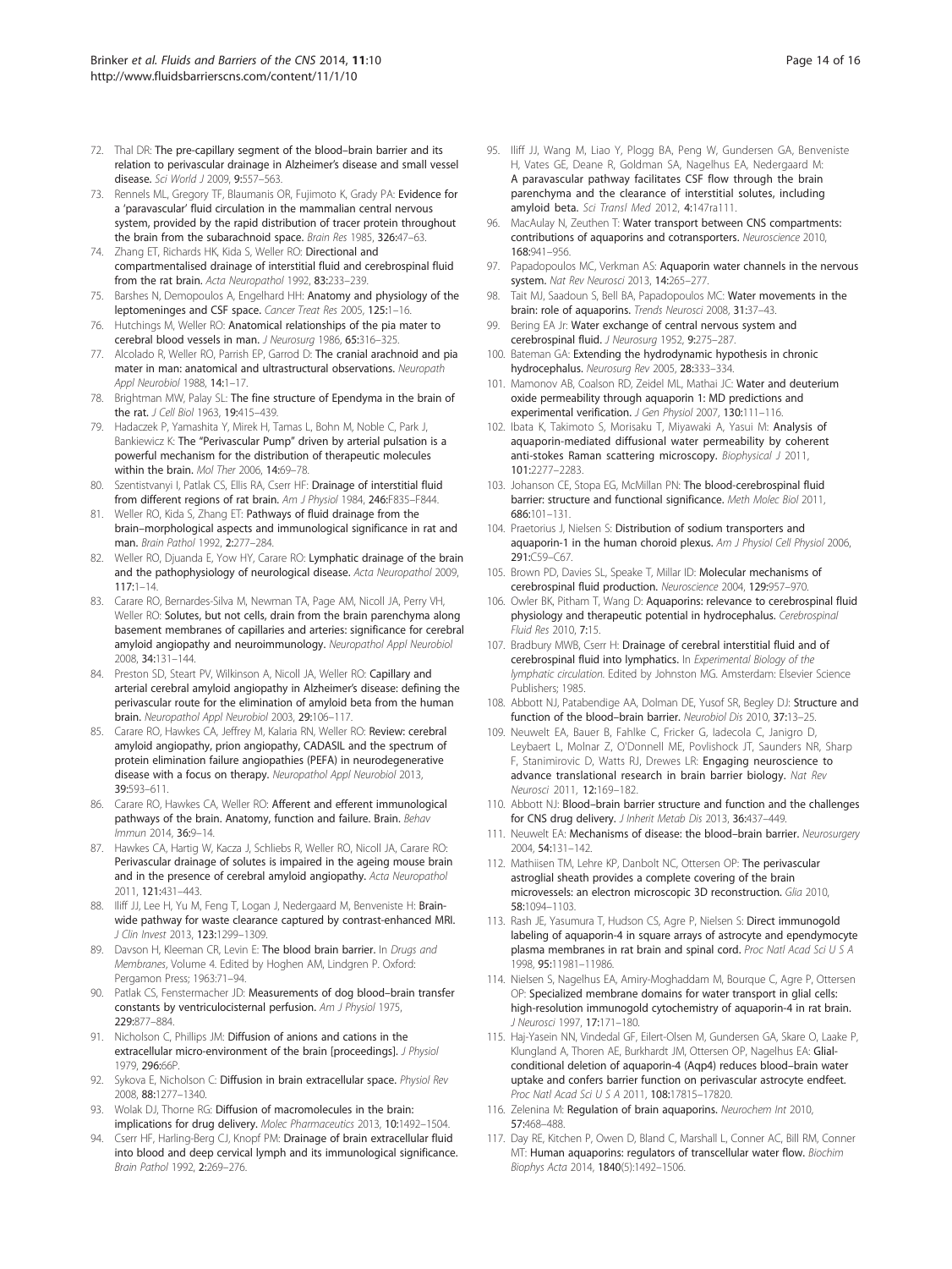72. Thal DR: **The pre-capillary segment of the blood–brain barrier and its relation to perivascular drainage in Alzheimer's disease and small vessel disease.** *Sci World J* 2009, **9:**557–563.
73. Rennels ML, Gregory TF, Blaumanis OR, Fujimoto K, Grady PA: **Evidence for a 'paravascular' fluid circulation in the mammalian central nervous system, provided by the rapid distribution of tracer protein throughout the brain from the subarachnoid space.** *Brain Res* 1985, **326:**47–63.
74. Zhang ET, Richards HK, Kida S, Weller RO: **Directional and compartmentalised drainage of interstitial fluid and cerebrospinal fluid from the rat brain.** *Acta Neuropathol* 1992, **83:**233–239.
75. Barshes N, Demopoulos A, Engelhard HH: **Anatomy and physiology of the leptomeninges and CSF space.** *Cancer Treat Res* 2005, **125:**1–16.
76. Hutchings M, Weller RO: **Anatomical relationships of the pia mater to cerebral blood vessels in man.** *J Neurosurg* 1986, **65:**316–325.
77. Alcolado R, Weller RO, Parrish EP, Garrod D: **The cranial arachnoid and pia mater in man: anatomical and ultrastructural observations.** *Neuropath Appl Neurobiol* 1988, **14:**1–17.
78. Brightman MW, Palay SL: **The fine structure of Ependyma in the brain of the rat.** *J Cell Biol* 1963, **19:**415–439.
79. Hadaczek P, Yamashita Y, Mirek H, Tamas L, Bohn M, Noble C, Park J, Bankiewicz K: **The "Perivascular Pump" driven by arterial pulsation is a powerful mechanism for the distribution of therapeutic molecules within the brain.** *Mol Ther* 2006, **14:**69–78.
80. Szentistvanyi I, Patlak CS, Ellis RA, Cserr HF: **Drainage of interstitial fluid from different regions of rat brain.** *Am J Physiol* 1984, **246:**F835–F844.
81. Weller RO, Kida S, Zhang ET: **Pathways of fluid drainage from the brain–morphological aspects and immunological significance in rat and man.** *Brain Pathol* 1992, **2:**277–284.
82. Weller RO, Djuanda E, Yow HY, Carare RO: **Lymphatic drainage of the brain and the pathophysiology of neurological disease.** *Acta Neuropathol* 2009, **117:**1–14.
83. Carare RO, Bernardes-Silva M, Newman TA, Page AM, Nicoll JA, Perry VH, Weller RO: **Solutes, but not cells, drain from the brain parenchyma along basement membranes of capillaries and arteries: significance for cerebral amyloid angiopathy and neuroimmunology.** *Neuropathol Appl Neurobiol* 2008, **34:**131–144.
84. Preston SD, Steart PV, Wilkinson A, Nicoll JA, Weller RO: **Capillary and arterial cerebral amyloid angiopathy in Alzheimer's disease: defining the perivascular route for the elimination of amyloid beta from the human brain.** *Neuropathol Appl Neurobiol* 2003, **29:**106–117.
85. Carare RO, Hawkes CA, Jeffrey M, Kalaria RN, Weller RO: **Review: cerebral amyloid angiopathy, prion angiopathy, CADASIL and the spectrum of protein elimination failure angiopathies (PEFA) in neurodegenerative disease with a focus on therapy.** *Neuropathol Appl Neurobiol* 2013, **39:**593–611.
86. Carare RO, Hawkes CA, Weller RO: **Afferent and efferent immunological pathways of the brain. Anatomy, function and failure. Brain.** *Behav Immun* 2014, **36:**9–14.
87. Hawkes CA, Hartig W, Kacza J, Schliebs R, Weller RO, Nicoll JA, Carare RO: **Perivascular drainage of solutes is impaired in the ageing mouse brain and in the presence of cerebral amyloid angiopathy.** *Acta Neuropathol* 2011, **121:**431–443.
88. Iliff JJ, Lee H, Yu M, Feng T, Logan J, Nedergaard M, Benveniste H: **Brain-wide pathway for waste clearance captured by contrast-enhanced MRI.** *J Clin Invest* 2013, **123:**1299–1309.
89. Davson H, Kleeman CR, Levin E: **The blood brain barrier.** In *Drugs and Membranes*, Volume 4. Edited by Hoghen AM, Lindgren P. Oxford: Pergamon Press; 1963:71–94.
90. Patlak CS, Fenstermacher JD: **Measurements of dog blood–brain transfer constants by ventriculocisternal perfusion.** *Am J Physiol* 1975, **229:**877–884.
91. Nicholson C, Phillips JM: **Diffusion of anions and cations in the extracellular micro-environment of the brain [proceedings].** *J Physiol* 1979, **296:**66P.
92. Sykova E, Nicholson C: **Diffusion in brain extracellular space.** *Physiol Rev* 2008, **88:**1277–1340.
93. Wolak DJ, Thorne RG: **Diffusion of macromolecules in the brain: implications for drug delivery.** *Molec Pharmaceutics* 2013, **10:**1492–1504.
94. Cserr HF, Harling-Berg CJ, Knopf PM: **Drainage of brain extracellular fluid into blood and deep cervical lymph and its immunological significance.** *Brain Pathol* 1992, **2:**269–276.
95. Iliff JJ, Wang M, Liao Y, Plogg BA, Peng W, Gundersen GA, Benveniste H, Vates GE, Deane R, Goldman SA, Nagelhus EA, Nedergaard M: **A paravascular pathway facilitates CSF flow through the brain parenchyma and the clearance of interstitial solutes, including amyloid beta.** *Sci Transl Med* 2012, **4:**147ra111.
96. MacAulay N, Zeuthen T: **Water transport between CNS compartments: contributions of aquaporins and cotransporters.** *Neuroscience* 2010, **168:**941–956.
97. Papadopoulos MC, Verkman AS: **Aquaporin water channels in the nervous system.** *Nat Rev Neurosci* 2013, **14:**265–277.
98. Tait MJ, Saadoun S, Bell BA, Papadopoulos MC: **Water movements in the brain: role of aquaporins.** *Trends Neurosci* 2008, **31:**37–43.
99. Bering EA Jr: **Water exchange of central nervous system and cerebrospinal fluid.** *J Neurosurg* 1952, **9:**275–287.
100. Bateman GA: **Extending the hydrodynamic hypothesis in chronic hydrocephalus.** *Neurosurg Rev* 2005, **28:**333–334.
101. Mamonov AB, Coalson RD, Zeidel ML, Mathai JC: **Water and deuterium oxide permeability through aquaporin 1: MD predictions and experimental verification.** *J Gen Physiol* 2007, **130:**111–116.
102. Ibata K, Takimoto S, Morisaku T, Miyawaki A, Yasui M: **Analysis of aquaporin-mediated diffusional water permeability by coherent anti-stokes Raman scattering microscopy.** *Biophysical J* 2011, **101:**2277–2283.
103. Johanson CE, Stopa EG, McMillan PN: **The blood-cerebrospinal fluid barrier: structure and functional significance.** *Meth Molec Biol* 2011, **686:**101–131.
104. Praetorius J, Nielsen S: **Distribution of sodium transporters and aquaporin-1 in the human choroid plexus.** *Am J Physiol Cell Physiol* 2006, **291:**C59–C67.
105. Brown PD, Davies SL, Speake T, Millar ID: **Molecular mechanisms of cerebrospinal fluid production.** *Neuroscience* 2004, **129:**957–970.
106. Owler BK, Pitham T, Wang D: **Aquaporins: relevance to cerebrospinal fluid physiology and therapeutic potential in hydrocephalus.** *Cerebrospinal Fluid Res* 2010, **7:**15.
107. Bradbury MWB, Cserr H: **Drainage of cerebral interstitial fluid and of cerebrospinal fluid into lymphatics.** In *Experimental Biology of the lymphatic circulation.* Edited by Johnston MG. Amsterdam: Elsevier Science Publishers; 1985.
108. Abbott NJ, Patabendige AA, Dolman DE, Yusof SR, Begley DJ: **Structure and function of the blood–brain barrier.** *Neurobiol Dis* 2010, **37:**13–25.
109. Neuwelt EA, Bauer B, Fahlke C, Fricker G, Iadecola C, Janigro D, Leybaert L, Molnar Z, O'Donnell ME, Povlishock JT, Saunders NR, Sharp F, Stanimirovic D, Watts RJ, Drewes LR: **Engaging neuroscience to advance translational research in brain barrier biology.** *Nat Rev Neurosci* 2011, **12:**169–182.
110. Abbott NJ: **Blood–brain barrier structure and function and the challenges for CNS drug delivery.** *J Inherit Metab Dis* 2013, **36:**437–449.
111. Neuwelt EA: **Mechanisms of disease: the blood–brain barrier.** *Neurosurgery* 2004, **54:**131–142.
112. Mathiisen TM, Lehre KP, Danbolt NC, Ottersen OP: **The perivascular astroglial sheath provides a complete covering of the brain microvessels: an electron microscopic 3D reconstruction.** *Glia* 2010, **58:**1094–1103.
113. Rash JE, Yasumura T, Hudson CS, Agre P, Nielsen S: **Direct immunogold labeling of aquaporin-4 in square arrays of astrocyte and ependymocyte plasma membranes in rat brain and spinal cord.** *Proc Natl Acad Sci U S A* 1998, **95:**11981–11986.
114. Nielsen S, Nagelhus EA, Amiry-Moghaddam M, Bourque C, Agre P, Ottersen OP: **Specialized membrane domains for water transport in glial cells: high-resolution immunogold cytochemistry of aquaporin-4 in rat brain.** *J Neurosci* 1997, **17:**171–180.
115. Haj-Yasein NN, Vindedal GF, Eilert-Olsen M, Gundersen GA, Skare O, Laake P, Klungland A, Thoren AE, Burkhardt JM, Ottersen OP, Nagelhus EA: **Glial-conditional deletion of aquaporin-4 (Aqp4) reduces blood–brain water uptake and confers barrier function on perivascular astrocyte endfeet.** *Proc Natl Acad Sci U S A* 2011, **108:**17815–17820.
116. Zelenina M: **Regulation of brain aquaporins.** *Neurochem Int* 2010, **57:**468–488.
117. Day RE, Kitchen P, Owen D, Bland C, Marshall L, Conner AC, Bill RM, Conner MT: **Human aquaporins: regulators of transcellular water flow.** *Biochim Biophys Acta* 2014, **1840**(5)**:**1492–1506.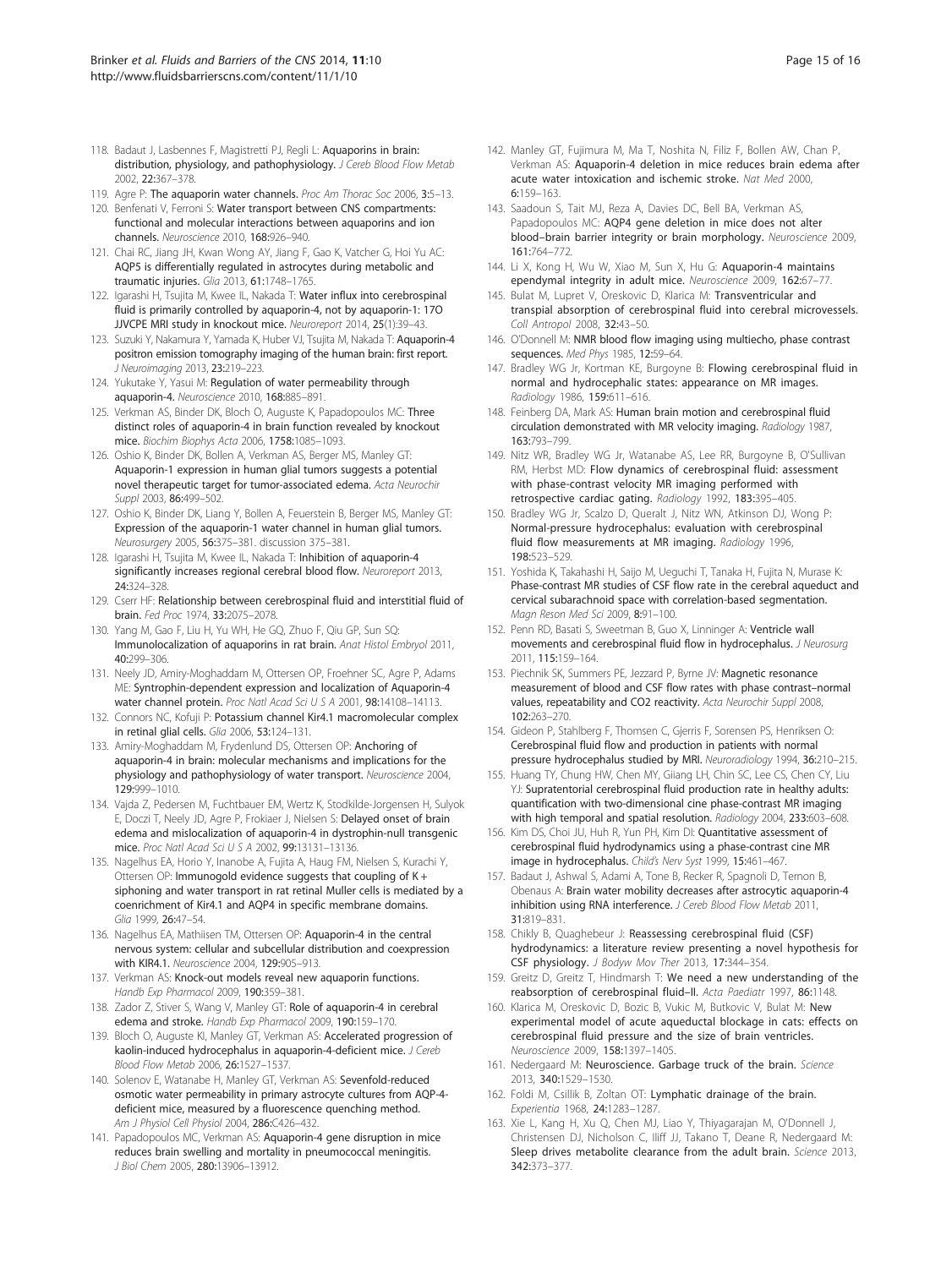118. Badaut J, Lasbennes F, Magistretti PJ, Regli L: **Aquaporins in brain: distribution, physiology, and pathophysiology.** *J Cereb Blood Flow Metab* 2002, **22:**367–378.
119. Agre P: **The aquaporin water channels.** *Proc Am Thorac Soc* 2006, **3:**5–13.
120. Benfenati V, Ferroni S: **Water transport between CNS compartments: functional and molecular interactions between aquaporins and ion channels.** *Neuroscience* 2010, **168:**926–940.
121. Chai RC, Jiang JH, Kwan Wong AY, Jiang F, Gao K, Vatcher G, Hoi Yu AC: **AQP5 is differentially regulated in astrocytes during metabolic and traumatic injuries.** *Glia* 2013, **61:**1748–1765.
122. Igarashi H, Tsujita M, Kwee IL, Nakada T: **Water influx into cerebrospinal fluid is primarily controlled by aquaporin-4, not by aquaporin-1: 17O JJVCPE MRI study in knockout mice.** *Neuroreport* 2014, **25**(1):39–43.
123. Suzuki Y, Nakamura Y, Yamada K, Huber VJ, Tsujita M, Nakada T: **Aquaporin-4 positron emission tomography imaging of the human brain: first report.** *J Neuroimaging* 2013, **23:**219–223.
124. Yukutake Y, Yasui M: **Regulation of water permeability through aquaporin-4.** *Neuroscience* 2010, **168:**885–891.
125. Verkman AS, Binder DK, Bloch O, Auguste K, Papadopoulos MC: **Three distinct roles of aquaporin-4 in brain function revealed by knockout mice.** *Biochim Biophys Acta* 2006, **1758:**1085–1093.
126. Oshio K, Binder DK, Bollen A, Verkman AS, Berger MS, Manley GT: **Aquaporin-1 expression in human glial tumors suggests a potential novel therapeutic target for tumor-associated edema.** *Acta Neurochir Suppl* 2003, **86:**499–502.
127. Oshio K, Binder DK, Liang Y, Bollen A, Feuerstein B, Berger MS, Manley GT: **Expression of the aquaporin-1 water channel in human glial tumors.** *Neurosurgery* 2005, **56:**375–381. discussion 375–381.
128. Igarashi H, Tsujita M, Kwee IL, Nakada T: **Inhibition of aquaporin-4 significantly increases regional cerebral blood flow.** *Neuroreport* 2013, **24:**324–328.
129. Cserr HF: **Relationship between cerebrospinal fluid and interstitial fluid of brain.** *Fed Proc* 1974, **33:**2075–2078.
130. Yang M, Gao F, Liu H, Yu WH, He GQ, Zhuo F, Qiu GP, Sun SQ: **Immunolocalization of aquaporins in rat brain.** *Anat Histol Embryol* 2011, **40:**299–306.
131. Neely JD, Amiry-Moghaddam M, Ottersen OP, Froehner SC, Agre P, Adams ME: **Syntrophin-dependent expression and localization of Aquaporin-4 water channel protein.** *Proc Natl Acad Sci U S A* 2001, **98:**14108–14113.
132. Connors NC, Kofuji P: **Potassium channel Kir4.1 macromolecular complex in retinal glial cells.** *Glia* 2006, **53:**124–131.
133. Amiry-Moghaddam M, Frydenlund DS, Ottersen OP: **Anchoring of aquaporin-4 in brain: molecular mechanisms and implications for the physiology and pathophysiology of water transport.** *Neuroscience* 2004, **129:**999–1010.
134. Vajda Z, Pedersen M, Fuchtbauer EM, Wertz K, Stodkilde-Jorgensen H, Sulyok E, Doczi T, Neely JD, Agre P, Frokiaer J, Nielsen S: **Delayed onset of brain edema and mislocalization of aquaporin-4 in dystrophin-null transgenic mice.** *Proc Natl Acad Sci U S A* 2002, **99:**13131–13136.
135. Nagelhus EA, Horio Y, Inanobe A, Fujita A, Haug FM, Nielsen S, Kurachi Y, Ottersen OP: **Immunogold evidence suggests that coupling of K+ siphoning and water transport in rat retinal Muller cells is mediated by a coenrichment of Kir4.1 and AQP4 in specific membrane domains.** *Glia* 1999, **26:**47–54.
136. Nagelhus EA, Mathiisen TM, Ottersen OP: **Aquaporin-4 in the central nervous system: cellular and subcellular distribution and coexpression with KIR4.1.** *Neuroscience* 2004, **129:**905–913.
137. Verkman AS: **Knock-out models reveal new aquaporin functions.** *Handb Exp Pharmacol* 2009, **190:**359–381.
138. Zador Z, Stiver S, Wang V, Manley GT: **Role of aquaporin-4 in cerebral edema and stroke.** *Handb Exp Pharmacol* 2009, **190:**159–170.
139. Bloch O, Auguste KI, Manley GT, Verkman AS: **Accelerated progression of kaolin-induced hydrocephalus in aquaporin-4-deficient mice.** *J Cereb Blood Flow Metab* 2006, **26:**1527–1537.
140. Solenov E, Watanabe H, Manley GT, Verkman AS: **Sevenfold-reduced osmotic water permeability in primary astrocyte cultures from AQP-4-deficient mice, measured by a fluorescence quenching method.** *Am J Physiol Cell Physiol* 2004, **286:**C426–432.
141. Papadopoulos MC, Verkman AS: **Aquaporin-4 gene disruption in mice reduces brain swelling and mortality in pneumococcal meningitis.** *J Biol Chem* 2005, **280:**13906–13912.
142. Manley GT, Fujimura M, Ma T, Noshita N, Filiz F, Bollen AW, Chan P, Verkman AS: **Aquaporin-4 deletion in mice reduces brain edema after acute water intoxication and ischemic stroke.** *Nat Med* 2000, **6:**159–163.
143. Saadoun S, Tait MJ, Reza A, Davies DC, Bell BA, Verkman AS, Papadopoulos MC: **AQP4 gene deletion in mice does not alter blood–brain barrier integrity or brain morphology.** *Neuroscience* 2009, **161:**764–772.
144. Li X, Kong H, Wu W, Xiao M, Sun X, Hu G: **Aquaporin-4 maintains ependymal integrity in adult mice.** *Neuroscience* 2009, **162:**67–77.
145. Bulat M, Lupret V, Oreskovic D, Klarica M: **Transventricular and transpial absorption of cerebrospinal fluid into cerebral microvessels.** *Coll Antropol* 2008, **32:**43–50.
146. O'Donnell M: **NMR blood flow imaging using multiecho, phase contrast sequences.** *Med Phys* 1985, **12:**59–64.
147. Bradley WG Jr, Kortman KE, Burgoyne B: **Flowing cerebrospinal fluid in normal and hydrocephalic states: appearance on MR images.** *Radiology* 1986, **159:**611–616.
148. Feinberg DA, Mark AS: **Human brain motion and cerebrospinal fluid circulation demonstrated with MR velocity imaging.** *Radiology* 1987, **163:**793–799.
149. Nitz WR, Bradley WG Jr, Watanabe AS, Lee RR, Burgoyne B, O'Sullivan RM, Herbst MD: **Flow dynamics of cerebrospinal fluid: assessment with phase-contrast velocity MR imaging performed with retrospective cardiac gating.** *Radiology* 1992, **183:**395–405.
150. Bradley WG Jr, Scalzo D, Queralt J, Nitz WN, Atkinson DJ, Wong P: **Normal-pressure hydrocephalus: evaluation with cerebrospinal fluid flow measurements at MR imaging.** *Radiology* 1996, **198:**523–529.
151. Yoshida K, Takahashi H, Saijo M, Ueguchi T, Tanaka H, Fujita N, Murase K: **Phase-contrast MR studies of CSF flow rate in the cerebral aqueduct and cervical subarachnoid space with correlation-based segmentation.** *Magn Reson Med Sci* 2009, **8:**91–100.
152. Penn RD, Basati S, Sweetman B, Guo X, Linninger A: **Ventricle wall movements and cerebrospinal fluid flow in hydrocephalus.** *J Neurosurg* 2011, **115:**159–164.
153. Piechnik SK, Summers PE, Jezzard P, Byrne JV: **Magnetic resonance measurement of blood and CSF flow rates with phase contrast–normal values, repeatability and CO2 reactivity.** *Acta Neurochir Suppl* 2008, **102:**263–270.
154. Gideon P, Stahlberg F, Thomsen C, Gjerris F, Sorensen PS, Henriksen O: **Cerebrospinal fluid flow and production in patients with normal pressure hydrocephalus studied by MRI.** *Neuroradiology* 1994, **36:**210–215.
155. Huang TY, Chung HW, Chen MY, Giiang LH, Chin SC, Lee CS, Chen CY, Liu YJ: **Supratentorial cerebrospinal fluid production rate in healthy adults: quantification with two-dimensional cine phase-contrast MR imaging with high temporal and spatial resolution.** *Radiology* 2004, **233:**603–608.
156. Kim DS, Choi JU, Huh R, Yun PH, Kim DI: **Quantitative assessment of cerebrospinal fluid hydrodynamics using a phase-contrast cine MR image in hydrocephalus.** *Child's Nerv Syst* 1999, **15:**461–467.
157. Badaut J, Ashwal S, Adami A, Tone B, Recker R, Spagnoli D, Ternon B, Obenaus A: **Brain water mobility decreases after astrocytic aquaporin-4 inhibition using RNA interference.** *J Cereb Blood Flow Metab* 2011, **31:**819–831.
158. Chikly B, Quaghebeur J: **Reassessing cerebrospinal fluid (CSF) hydrodynamics: a literature review presenting a novel hypothesis for CSF physiology.** *J Bodyw Mov Ther* 2013, **17:**344–354.
159. Greitz D, Greitz T, Hindmarsh T: **We need a new understanding of the reabsorption of cerebrospinal fluid–II.** *Acta Paediatr* 1997, **86:**1148.
160. Klarica M, Oreskovic D, Bozic B, Vukic M, Butkovic V, Bulat M: **New experimental model of acute aqueductal blockage in cats: effects on cerebrospinal fluid pressure and the size of brain ventricles.** *Neuroscience* 2009, **158:**1397–1405.
161. Nedergaard M: **Neuroscience. Garbage truck of the brain.** *Science* 2013, **340:**1529–1530.
162. Foldi M, Csillik B, Zoltan OT: **Lymphatic drainage of the brain.** *Experientia* 1968, **24:**1283–1287.
163. Xie L, Kang H, Xu Q, Chen MJ, Liao Y, Thiyagarajan M, O'Donnell J, Christensen DJ, Nicholson C, Iliff JJ, Takano T, Deane R, Nedergaard M: **Sleep drives metabolite clearance from the adult brain.** *Science* 2013, **342:**373–377.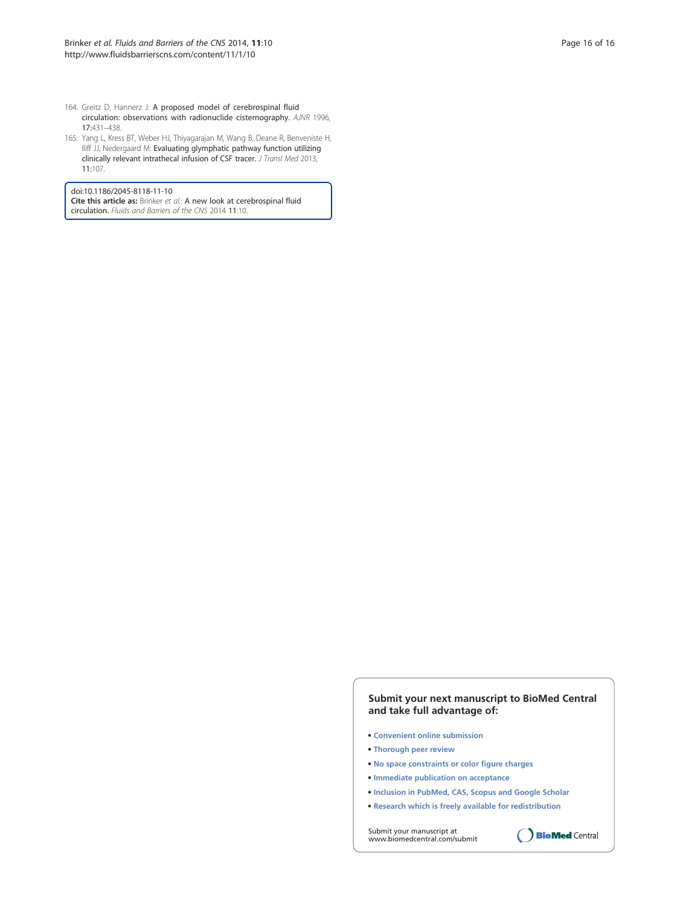164. Greitz D, Hannerz J: **A proposed model of cerebrospinal fluid circulation: observations with radionuclide cisternography.** *AJNR* 1996, **17**:431–438.
165. Yang L, Kress BT, Weber HJ, Thiyagarajan M, Wang B, Deane R, Benveniste H, Iliff JJ, Nedergaard M: **Evaluating glymphatic pathway function utilizing clinically relevant intrathecal infusion of CSF tracer.** *J Transl Med* 2013, **11**:107.

doi:10.1186/2045-8118-11-10
**Cite this article as:** Brinker *et al.*: A new look at cerebrospinal fluid circulation. *Fluids and Barriers of the CNS* 2014 **11**:10.

**Submit your next manuscript to BioMed Central and take full advantage of:**

- **Convenient online submission**
- **Thorough peer review**
- **No space constraints or color figure charges**
- **Immediate publication on acceptance**
- **Inclusion in PubMed, CAS, Scopus and Google Scholar**
- **Research which is freely available for redistribution**

Submit your manuscript at
www.biomedcentral.com/submit

BioMed Central